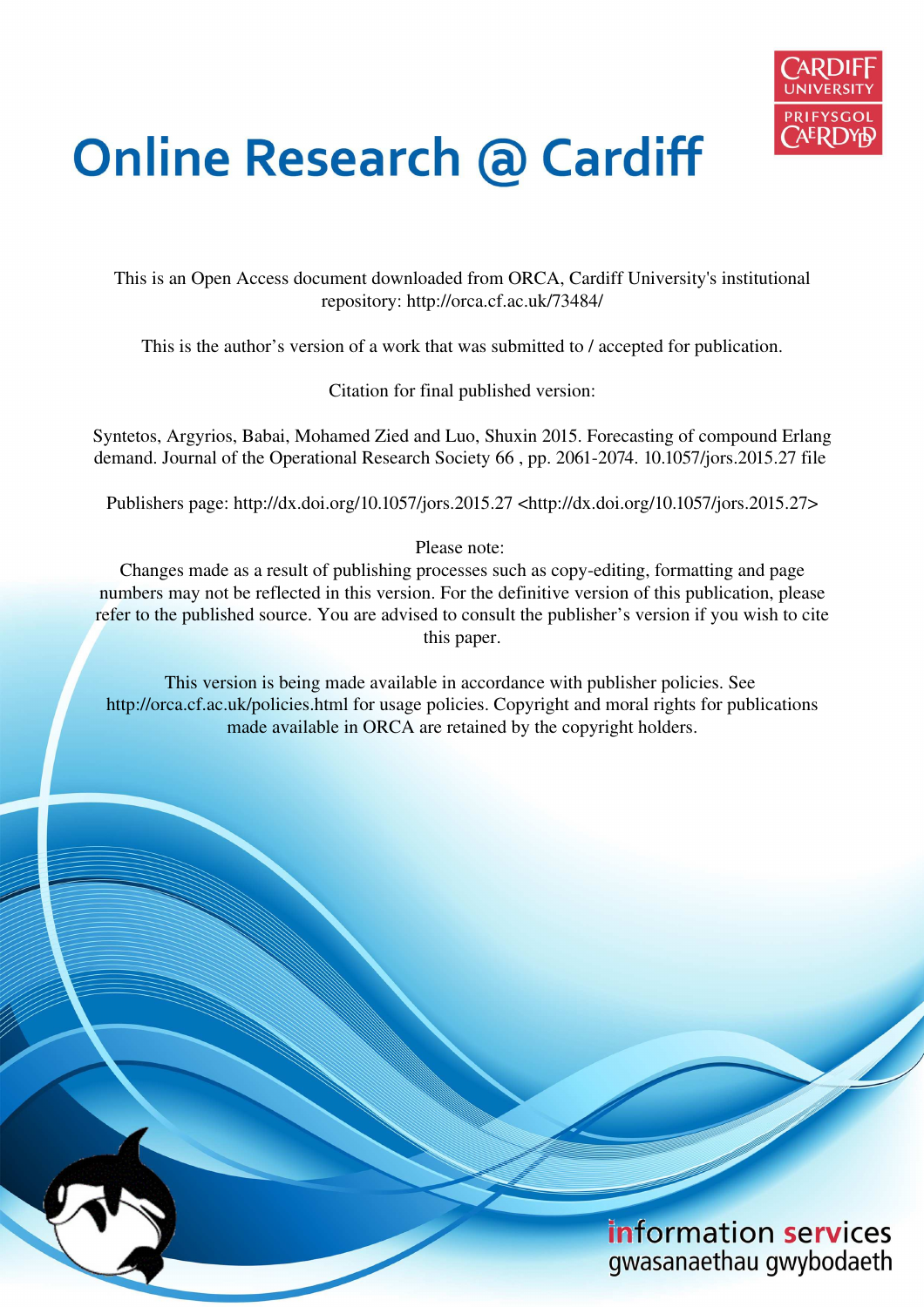# Online Research @ Cardiff

This is an Open Access document downloaded from ORCA, Cardiff University's institutional repository: http://orca.cf.ac.uk/73484/

This is the author's version of a work that was submitted to / accepted for publication.

Citation for final published version:

Syntetos, Argyrios, Babai, Mohamed Zied and Luo, Shuxin 2015. Forecasting of compound Erlang demand. Journal of the Operational Research Society 66 , pp. 2061-2074. 10.1057/jors.2015.27 file

Publishers page: http://dx.doi.org/10.1057/jors.2015.27 <http://dx.doi.org/10.1057/jors.2015.27>

Please note:
Changes made as a result of publishing processes such as copy-editing, formatting and page numbers may not be reflected in this version. For the definitive version of this publication, please refer to the published source. You are advised to consult the publisher's version if you wish to cite this paper.

This version is being made available in accordance with publisher policies. See http://orca.cf.ac.uk/policies.html for usage policies. Copyright and moral rights for publications made available in ORCA are retained by the copyright holders.

information services
gwasanaethau gwybodaeth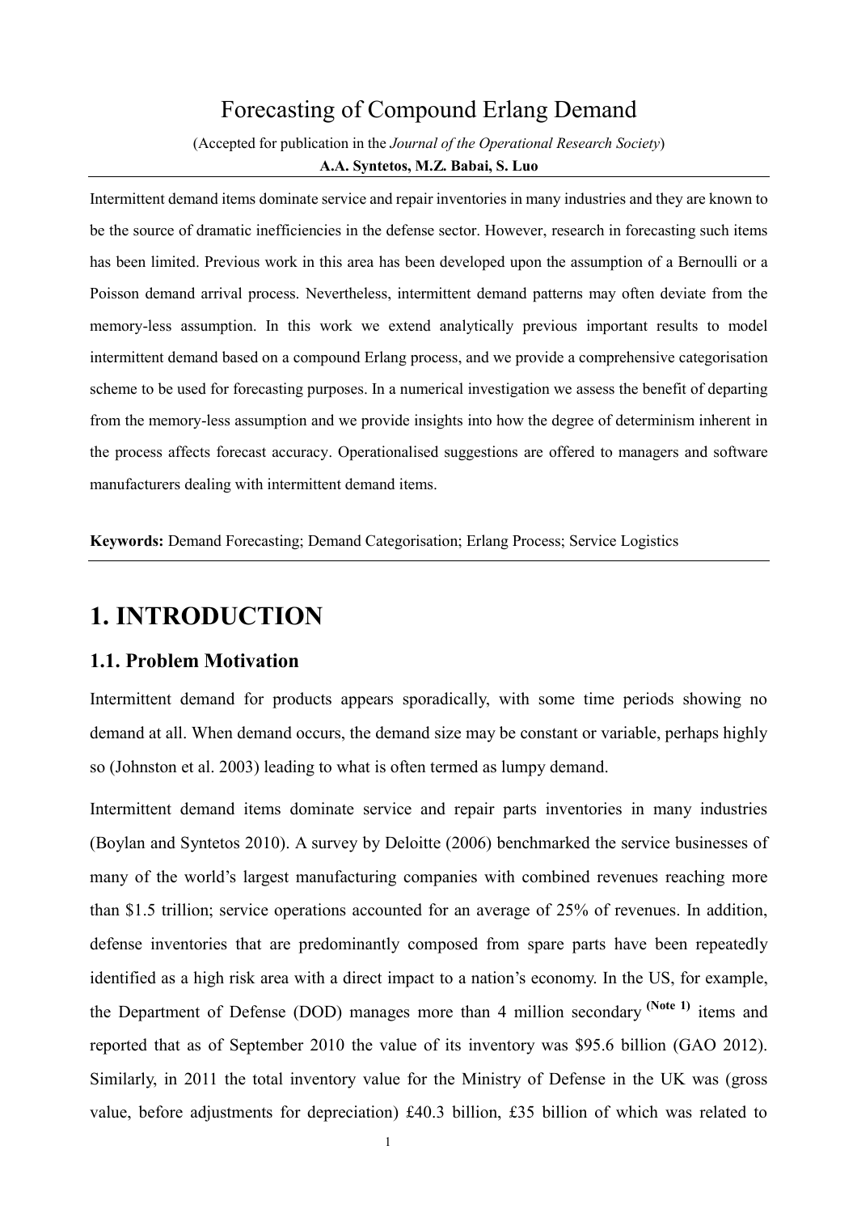# Forecasting of Compound Erlang Demand

(Accepted for publication in the *Journal of the Operational Research Society*)

**A.A. Syntetos, M.Z. Babai, S. Luo**

Intermittent demand items dominate service and repair inventories in many industries and they are known to be the source of dramatic inefficiencies in the defense sector. However, research in forecasting such items has been limited. Previous work in this area has been developed upon the assumption of a Bernoulli or a Poisson demand arrival process. Nevertheless, intermittent demand patterns may often deviate from the memory-less assumption. In this work we extend analytically previous important results to model intermittent demand based on a compound Erlang process, and we provide a comprehensive categorisation scheme to be used for forecasting purposes. In a numerical investigation we assess the benefit of departing from the memory-less assumption and we provide insights into how the degree of determinism inherent in the process affects forecast accuracy. Operationalised suggestions are offered to managers and software manufacturers dealing with intermittent demand items.

**Keywords:** Demand Forecasting; Demand Categorisation; Erlang Process; Service Logistics

# 1. INTRODUCTION

## 1.1. Problem Motivation

Intermittent demand for products appears sporadically, with some time periods showing no demand at all. When demand occurs, the demand size may be constant or variable, perhaps highly so (Johnston et al. 2003) leading to what is often termed as lumpy demand.

Intermittent demand items dominate service and repair parts inventories in many industries (Boylan and Syntetos 2010). A survey by Deloitte (2006) benchmarked the service businesses of many of the world's largest manufacturing companies with combined revenues reaching more than $1.5 trillion; service operations accounted for an average of 25% of revenues. In addition, defense inventories that are predominantly composed from spare parts have been repeatedly identified as a high risk area with a direct impact to a nation's economy. In the US, for example, the Department of Defense (DOD) manages more than 4 million secondary **(Note 1)** items and reported that as of September 2010 the value of its inventory was $95.6 billion (GAO 2012). Similarly, in 2011 the total inventory value for the Ministry of Defense in the UK was (gross value, before adjustments for depreciation) £40.3 billion, £35 billion of which was related to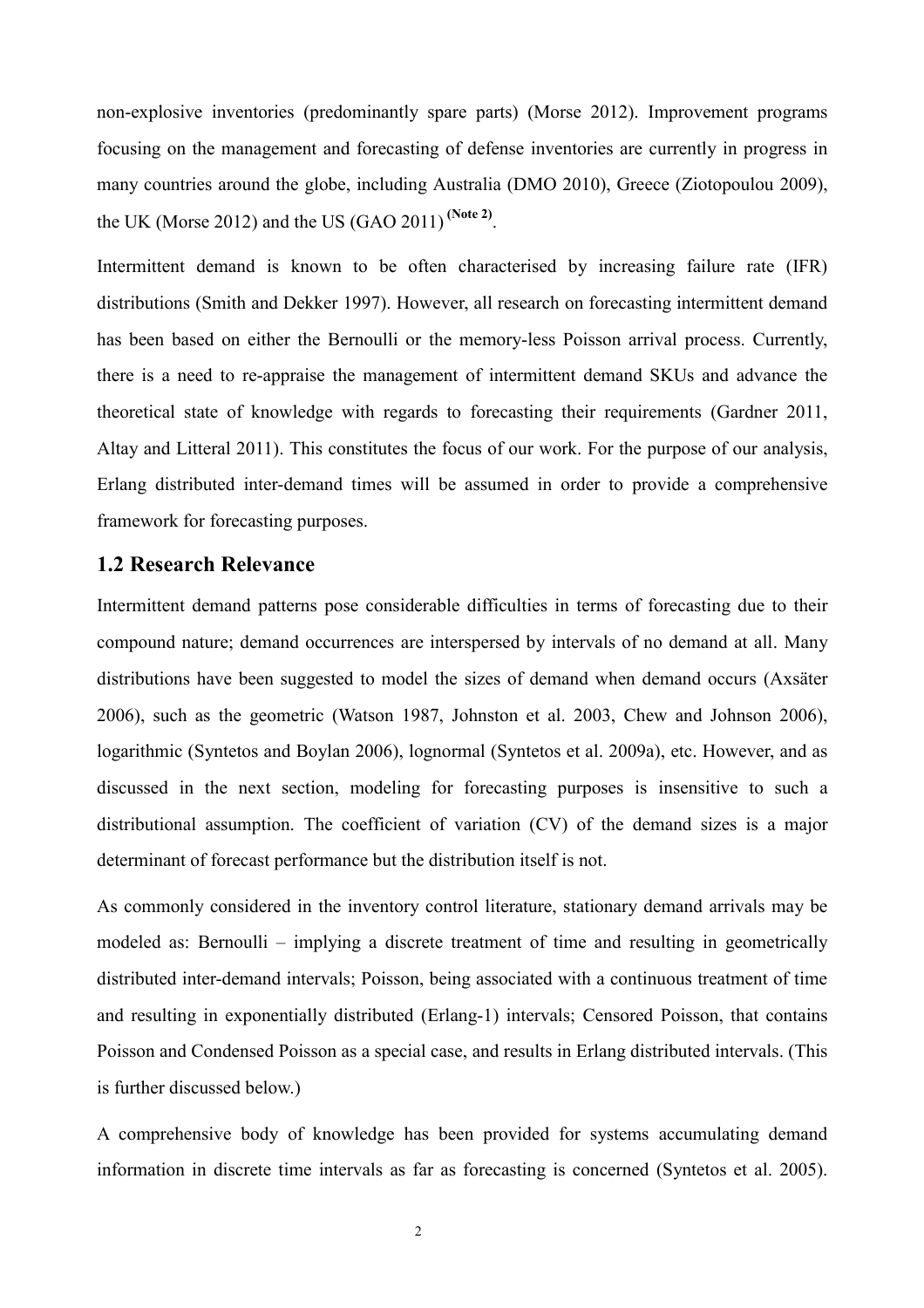non-explosive inventories (predominantly spare parts) (Morse 2012). Improvement programs focusing on the management and forecasting of defense inventories are currently in progress in many countries around the globe, including Australia (DMO 2010), Greece (Ziotopoulou 2009), the UK (Morse 2012) and the US (GAO 2011) (Note 2).

Intermittent demand is known to be often characterised by increasing failure rate (IFR) distributions (Smith and Dekker 1997). However, all research on forecasting intermittent demand has been based on either the Bernoulli or the memory-less Poisson arrival process. Currently, there is a need to re-appraise the management of intermittent demand SKUs and advance the theoretical state of knowledge with regards to forecasting their requirements (Gardner 2011, Altay and Litteral 2011). This constitutes the focus of our work. For the purpose of our analysis, Erlang distributed inter-demand times will be assumed in order to provide a comprehensive framework for forecasting purposes.

## 1.2 Research Relevance

Intermittent demand patterns pose considerable difficulties in terms of forecasting due to their compound nature; demand occurrences are interspersed by intervals of no demand at all. Many distributions have been suggested to model the sizes of demand when demand occurs (Axsäter 2006), such as the geometric (Watson 1987, Johnston et al. 2003, Chew and Johnson 2006), logarithmic (Syntetos and Boylan 2006), lognormal (Syntetos et al. 2009a), etc. However, and as discussed in the next section, modeling for forecasting purposes is insensitive to such a distributional assumption. The coefficient of variation (CV) of the demand sizes is a major determinant of forecast performance but the distribution itself is not.

As commonly considered in the inventory control literature, stationary demand arrivals may be modeled as: Bernoulli – implying a discrete treatment of time and resulting in geometrically distributed inter-demand intervals; Poisson, being associated with a continuous treatment of time and resulting in exponentially distributed (Erlang-1) intervals; Censored Poisson, that contains Poisson and Condensed Poisson as a special case, and results in Erlang distributed intervals. (This is further discussed below.)

A comprehensive body of knowledge has been provided for systems accumulating demand information in discrete time intervals as far as forecasting is concerned (Syntetos et al. 2005).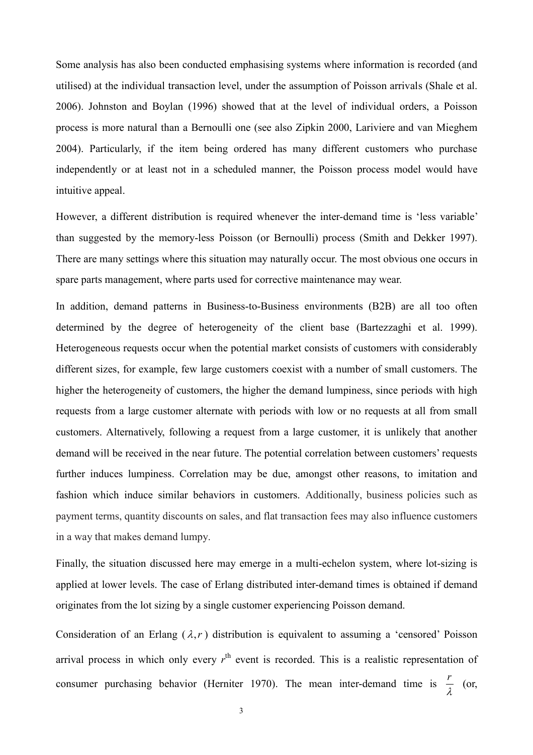Some analysis has also been conducted emphasising systems where information is recorded (and utilised) at the individual transaction level, under the assumption of Poisson arrivals (Shale et al. 2006). Johnston and Boylan (1996) showed that at the level of individual orders, a Poisson process is more natural than a Bernoulli one (see also Zipkin 2000, Lariviere and van Mieghem 2004). Particularly, if the item being ordered has many different customers who purchase independently or at least not in a scheduled manner, the Poisson process model would have intuitive appeal.

However, a different distribution is required whenever the inter-demand time is 'less variable' than suggested by the memory-less Poisson (or Bernoulli) process (Smith and Dekker 1997). There are many settings where this situation may naturally occur. The most obvious one occurs in spare parts management, where parts used for corrective maintenance may wear.

In addition, demand patterns in Business-to-Business environments (B2B) are all too often determined by the degree of heterogeneity of the client base (Bartezzaghi et al. 1999). Heterogeneous requests occur when the potential market consists of customers with considerably different sizes, for example, few large customers coexist with a number of small customers. The higher the heterogeneity of customers, the higher the demand lumpiness, since periods with high requests from a large customer alternate with periods with low or no requests at all from small customers. Alternatively, following a request from a large customer, it is unlikely that another demand will be received in the near future. The potential correlation between customers' requests further induces lumpiness. Correlation may be due, amongst other reasons, to imitation and fashion which induce similar behaviors in customers. Additionally, business policies such as payment terms, quantity discounts on sales, and flat transaction fees may also influence customers in a way that makes demand lumpy.

Finally, the situation discussed here may emerge in a multi-echelon system, where lot-sizing is applied at lower levels. The case of Erlang distributed inter-demand times is obtained if demand originates from the lot sizing by a single customer experiencing Poisson demand.

Consideration of an Erlang ($\lambda, r$) distribution is equivalent to assuming a 'censored' Poisson arrival process in which only every $r^{\text{th}}$ event is recorded. This is a realistic representation of consumer purchasing behavior (Herniter 1970). The mean inter-demand time is $\frac{r}{\lambda}$ (or,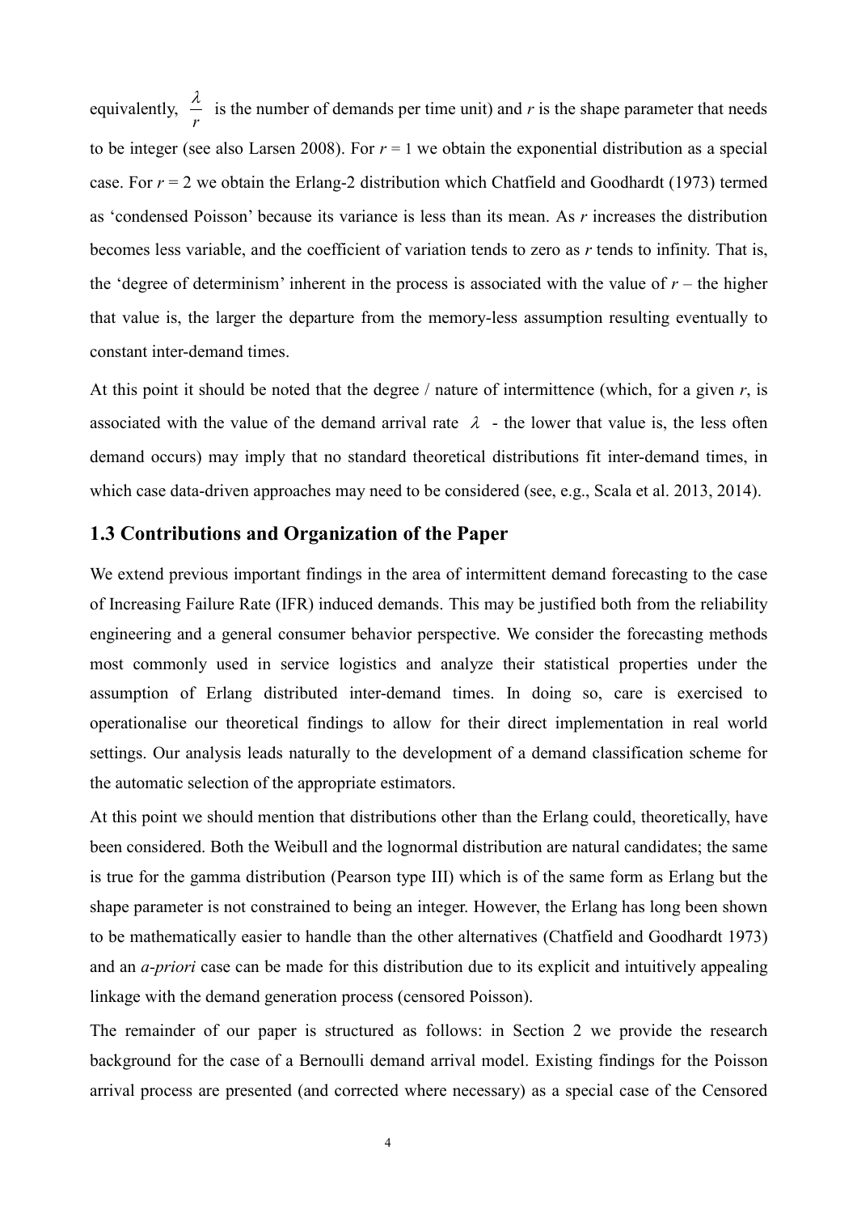equivalently, $\frac{\lambda}{r}$ is the number of demands per time unit) and $r$ is the shape parameter that needs to be integer (see also Larsen 2008). For $r = 1$ we obtain the exponential distribution as a special case. For $r = 2$ we obtain the Erlang-2 distribution which Chatfield and Goodhardt (1973) termed as 'condensed Poisson' because its variance is less than its mean. As $r$ increases the distribution becomes less variable, and the coefficient of variation tends to zero as $r$ tends to infinity. That is, the 'degree of determinism' inherent in the process is associated with the value of $r$ – the higher that value is, the larger the departure from the memory-less assumption resulting eventually to constant inter-demand times.

At this point it should be noted that the degree / nature of intermittence (which, for a given $r$, is associated with the value of the demand arrival rate $\lambda$ - the lower that value is, the less often demand occurs) may imply that no standard theoretical distributions fit inter-demand times, in which case data-driven approaches may need to be considered (see, e.g., Scala et al. 2013, 2014).

### 1.3 Contributions and Organization of the Paper

We extend previous important findings in the area of intermittent demand forecasting to the case of Increasing Failure Rate (IFR) induced demands. This may be justified both from the reliability engineering and a general consumer behavior perspective. We consider the forecasting methods most commonly used in service logistics and analyze their statistical properties under the assumption of Erlang distributed inter-demand times. In doing so, care is exercised to operationalise our theoretical findings to allow for their direct implementation in real world settings. Our analysis leads naturally to the development of a demand classification scheme for the automatic selection of the appropriate estimators.

At this point we should mention that distributions other than the Erlang could, theoretically, have been considered. Both the Weibull and the lognormal distribution are natural candidates; the same is true for the gamma distribution (Pearson type III) which is of the same form as Erlang but the shape parameter is not constrained to being an integer. However, the Erlang has long been shown to be mathematically easier to handle than the other alternatives (Chatfield and Goodhardt 1973) and an *a-priori* case can be made for this distribution due to its explicit and intuitively appealing linkage with the demand generation process (censored Poisson).

The remainder of our paper is structured as follows: in Section 2 we provide the research background for the case of a Bernoulli demand arrival model. Existing findings for the Poisson arrival process are presented (and corrected where necessary) as a special case of the Censored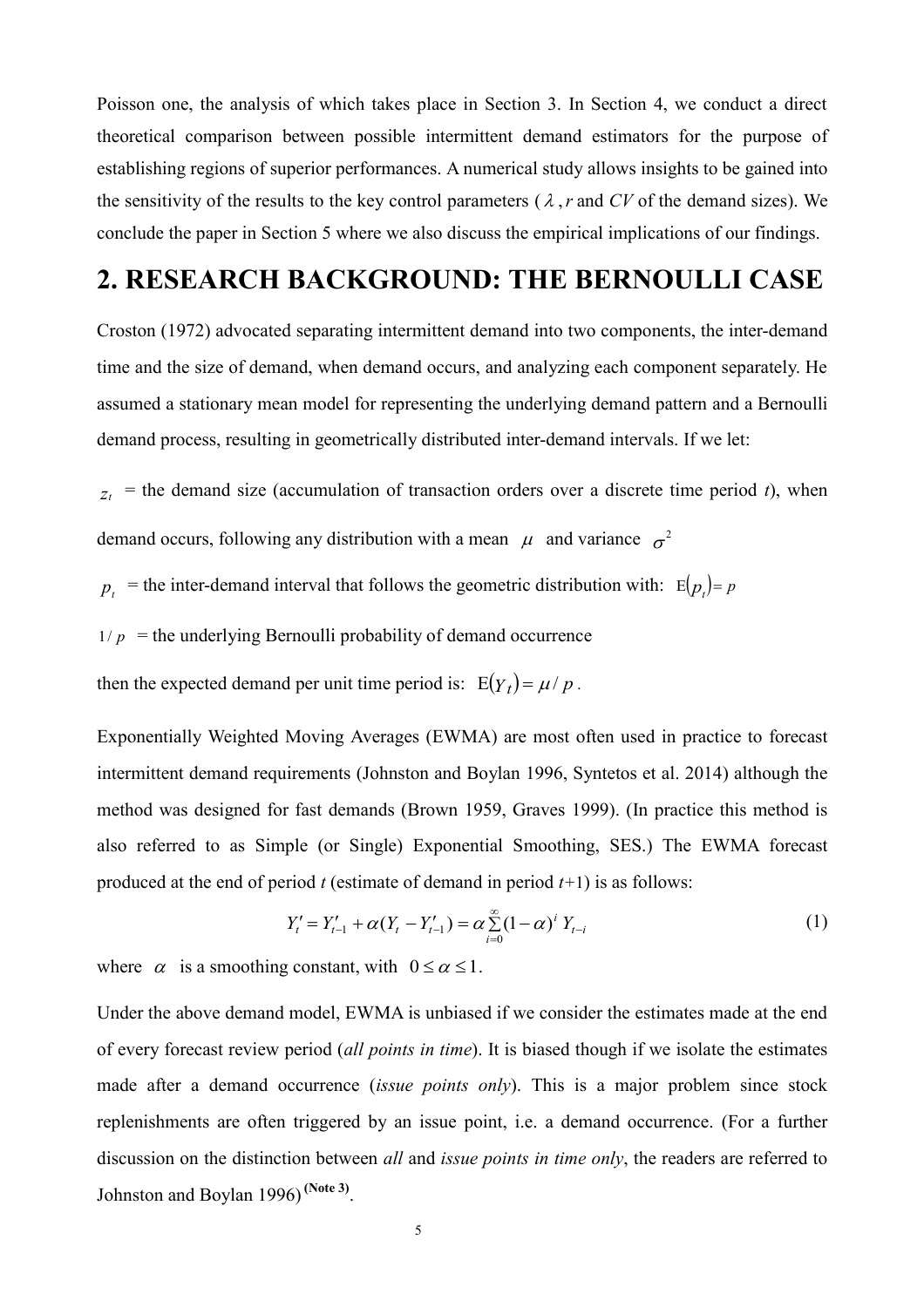Poisson one, the analysis of which takes place in Section 3. In Section 4, we conduct a direct theoretical comparison between possible intermittent demand estimators for the purpose of establishing regions of superior performances. A numerical study allows insights to be gained into the sensitivity of the results to the key control parameters ($\lambda$, $r$ and $CV$ of the demand sizes). We conclude the paper in Section 5 where we also discuss the empirical implications of our findings.

# 2. RESEARCH BACKGROUND: THE BERNOULLI CASE

Croston (1972) advocated separating intermittent demand into two components, the inter-demand time and the size of demand, when demand occurs, and analyzing each component separately. He assumed a stationary mean model for representing the underlying demand pattern and a Bernoulli demand process, resulting in geometrically distributed inter-demand intervals. If we let:

$z_t$ = the demand size (accumulation of transaction orders over a discrete time period $t$), when demand occurs, following any distribution with a mean $\mu$ and variance $\sigma^2$

$p_t$ = the inter-demand interval that follows the geometric distribution with: $\mathrm{E}(p_t) = p$

$1/p$ = the underlying Bernoulli probability of demand occurrence

then the expected demand per unit time period is: $\mathrm{E}(Y_t) = \mu / p$.

Exponentially Weighted Moving Averages (EWMA) are most often used in practice to forecast intermittent demand requirements (Johnston and Boylan 1996, Syntetos et al. 2014) although the method was designed for fast demands (Brown 1959, Graves 1999). (In practice this method is also referred to as Simple (or Single) Exponential Smoothing, SES.) The EWMA forecast produced at the end of period $t$ (estimate of demand in period $t$+1) is as follows:

$$Y_t' = Y_{t-1}' + \alpha(Y_t - Y_{t-1}') = \alpha \sum_{i=0}^{\infty} (1-\alpha)^i \, Y_{t-i} \tag{1}$$

where $\alpha$ is a smoothing constant, with $0 \leq \alpha \leq 1$.

Under the above demand model, EWMA is unbiased if we consider the estimates made at the end of every forecast review period (*all points in time*). It is biased though if we isolate the estimates made after a demand occurrence (*issue points only*). This is a major problem since stock replenishments are often triggered by an issue point, i.e. a demand occurrence. (For a further discussion on the distinction between *all* and *issue points in time only*, the readers are referred to Johnston and Boylan 1996) **(Note 3)**.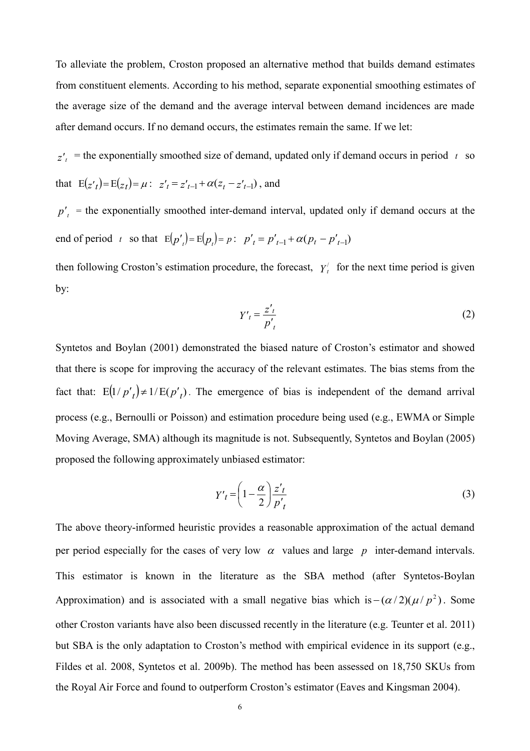To alleviate the problem, Croston proposed an alternative method that builds demand estimates from constituent elements. According to his method, separate exponential smoothing estimates of the average size of the demand and the average interval between demand incidences are made after demand occurs. If no demand occurs, the estimates remain the same. If we let:

$z'_t$ = the exponentially smoothed size of demand, updated only if demand occurs in period $t$ so that $\mathrm{E}(z'_t) = \mathrm{E}(z_t) = \mu$ : $z'_t = z'_{t-1} + \alpha(z_t - z'_{t-1})$, and

$p'_t$ = the exponentially smoothed inter-demand interval, updated only if demand occurs at the end of period $t$ so that $\mathrm{E}(p'_t) = \mathrm{E}(p_t) = p$ : $p'_t = p'_{t-1} + \alpha(p_t - p'_{t-1})$

then following Croston's estimation procedure, the forecast, $Y'_t$ for the next time period is given by:

$$Y'_t = \frac{z'_t}{p'_t} \tag{2}$$

Syntetos and Boylan (2001) demonstrated the biased nature of Croston's estimator and showed that there is scope for improving the accuracy of the relevant estimates. The bias stems from the fact that: $\mathrm{E}(1/p'_t) \neq 1/\mathrm{E}(p'_t)$. The emergence of bias is independent of the demand arrival process (e.g., Bernoulli or Poisson) and estimation procedure being used (e.g., EWMA or Simple Moving Average, SMA) although its magnitude is not. Subsequently, Syntetos and Boylan (2005) proposed the following approximately unbiased estimator:

$$Y'_t = \left(1 - \frac{\alpha}{2}\right)\frac{z'_t}{p'_t} \tag{3}$$

The above theory-informed heuristic provides a reasonable approximation of the actual demand per period especially for the cases of very low $\alpha$ values and large $p$ inter-demand intervals. This estimator is known in the literature as the SBA method (after Syntetos-Boylan Approximation) and is associated with a small negative bias which is $-(\alpha/2)(\mu/p^2)$. Some other Croston variants have also been discussed recently in the literature (e.g. Teunter et al. 2011) but SBA is the only adaptation to Croston's method with empirical evidence in its support (e.g., Fildes et al. 2008, Syntetos et al. 2009b). The method has been assessed on 18,750 SKUs from the Royal Air Force and found to outperform Croston's estimator (Eaves and Kingsman 2004).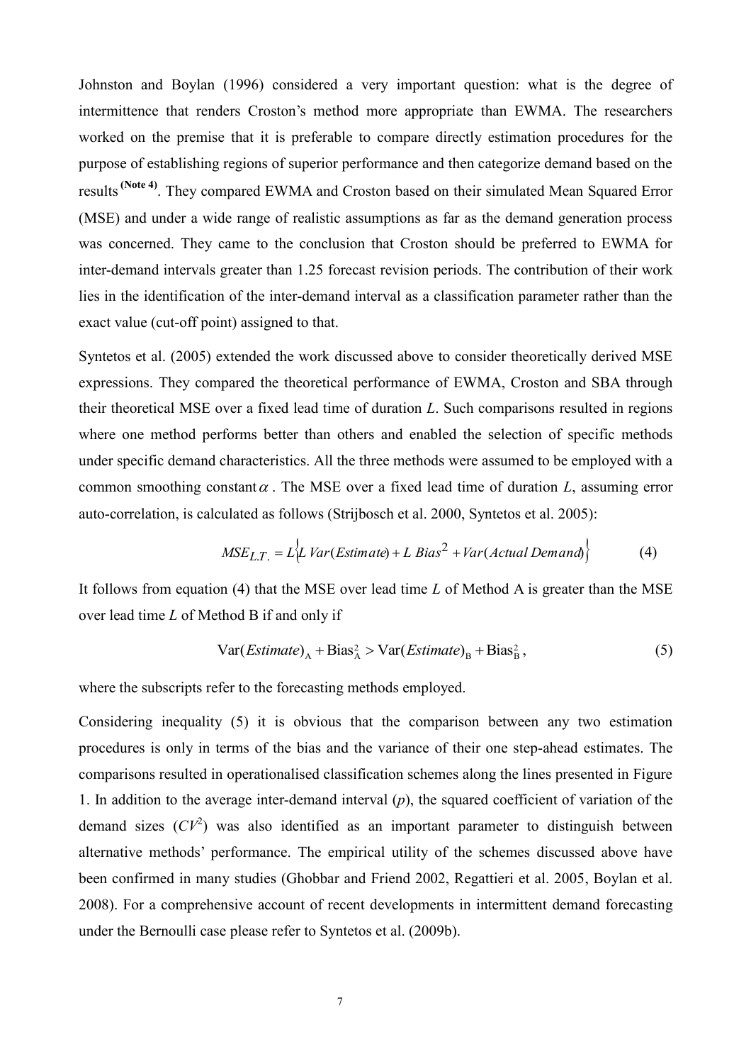Johnston and Boylan (1996) considered a very important question: what is the degree of intermittence that renders Croston's method more appropriate than EWMA. The researchers worked on the premise that it is preferable to compare directly estimation procedures for the purpose of establishing regions of superior performance and then categorize demand based on the results **(Note 4)**. They compared EWMA and Croston based on their simulated Mean Squared Error (MSE) and under a wide range of realistic assumptions as far as the demand generation process was concerned. They came to the conclusion that Croston should be preferred to EWMA for inter-demand intervals greater than 1.25 forecast revision periods. The contribution of their work lies in the identification of the inter-demand interval as a classification parameter rather than the exact value (cut-off point) assigned to that.

Syntetos et al. (2005) extended the work discussed above to consider theoretically derived MSE expressions. They compared the theoretical performance of EWMA, Croston and SBA through their theoretical MSE over a fixed lead time of duration $L$. Such comparisons resulted in regions where one method performs better than others and enabled the selection of specific methods under specific demand characteristics. All the three methods were assumed to be employed with a common smoothing constant $\alpha$. The MSE over a fixed lead time of duration $L$, assuming error auto-correlation, is calculated as follows (Strijbosch et al. 2000, Syntetos et al. 2005):

$$MSE_{L.T.} = L\left\{L\,Var(Estimate) + L\,Bias^2 + Var(Actual\ Demand)\right\} \tag{4}$$

It follows from equation (4) that the MSE over lead time $L$ of Method A is greater than the MSE over lead time $L$ of Method B if and only if

$$\text{Var}(Estimate)_{\text{A}} + \text{Bias}_{\text{A}}^2 > \text{Var}(Estimate)_{\text{B}} + \text{Bias}_{\text{B}}^2, \tag{5}$$

where the subscripts refer to the forecasting methods employed.

Considering inequality (5) it is obvious that the comparison between any two estimation procedures is only in terms of the bias and the variance of their one step-ahead estimates. The comparisons resulted in operationalised classification schemes along the lines presented in Figure 1. In addition to the average inter-demand interval ($p$), the squared coefficient of variation of the demand sizes ($CV^2$) was also identified as an important parameter to distinguish between alternative methods' performance. The empirical utility of the schemes discussed above have been confirmed in many studies (Ghobbar and Friend 2002, Regattieri et al. 2005, Boylan et al. 2008). For a comprehensive account of recent developments in intermittent demand forecasting under the Bernoulli case please refer to Syntetos et al. (2009b).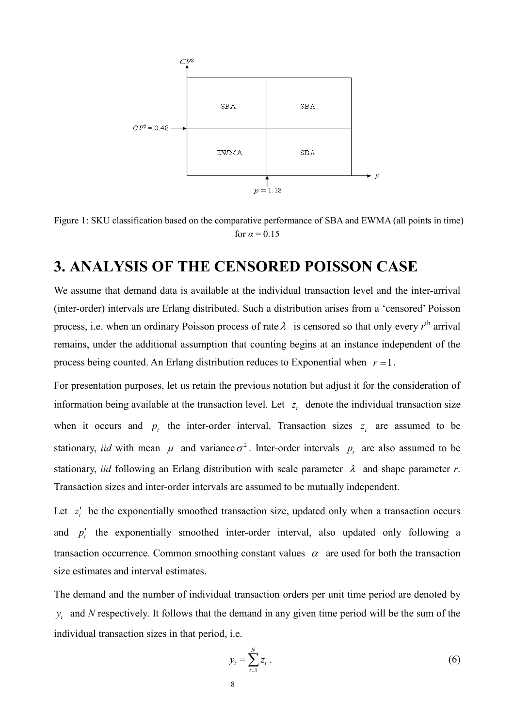Figure 1: SKU classification based on the comparative performance of SBA and EWMA (all points in time) for $\alpha = 0.15$

# 3. ANALYSIS OF THE CENSORED POISSON CASE

We assume that demand data is available at the individual transaction level and the inter-arrival (inter-order) intervals are Erlang distributed. Such a distribution arises from a 'censored' Poisson process, i.e. when an ordinary Poisson process of rate $\lambda$ is censored so that only every $r^{\text{th}}$ arrival remains, under the additional assumption that counting begins at an instance independent of the process being counted. An Erlang distribution reduces to Exponential when $r = 1$.

For presentation purposes, let us retain the previous notation but adjust it for the consideration of information being available at the transaction level. Let $z_t$ denote the individual transaction size when it occurs and $p_t$ the inter-order interval. Transaction sizes $z_t$ are assumed to be stationary, *iid* with mean $\mu$ and variance $\sigma^2$. Inter-order intervals $p_t$ are also assumed to be stationary, *iid* following an Erlang distribution with scale parameter $\lambda$ and shape parameter *r*. Transaction sizes and inter-order intervals are assumed to be mutually independent.

Let $z_t'$ be the exponentially smoothed transaction size, updated only when a transaction occurs and $p_t'$ the exponentially smoothed inter-order interval, also updated only following a transaction occurrence. Common smoothing constant values $\alpha$ are used for both the transaction size estimates and interval estimates.

The demand and the number of individual transaction orders per unit time period are denoted by $y_t$ and *N* respectively. It follows that the demand in any given time period will be the sum of the individual transaction sizes in that period, i.e.

$$y_t = \sum_{t=1}^{N} z_t \,. \tag{6}$$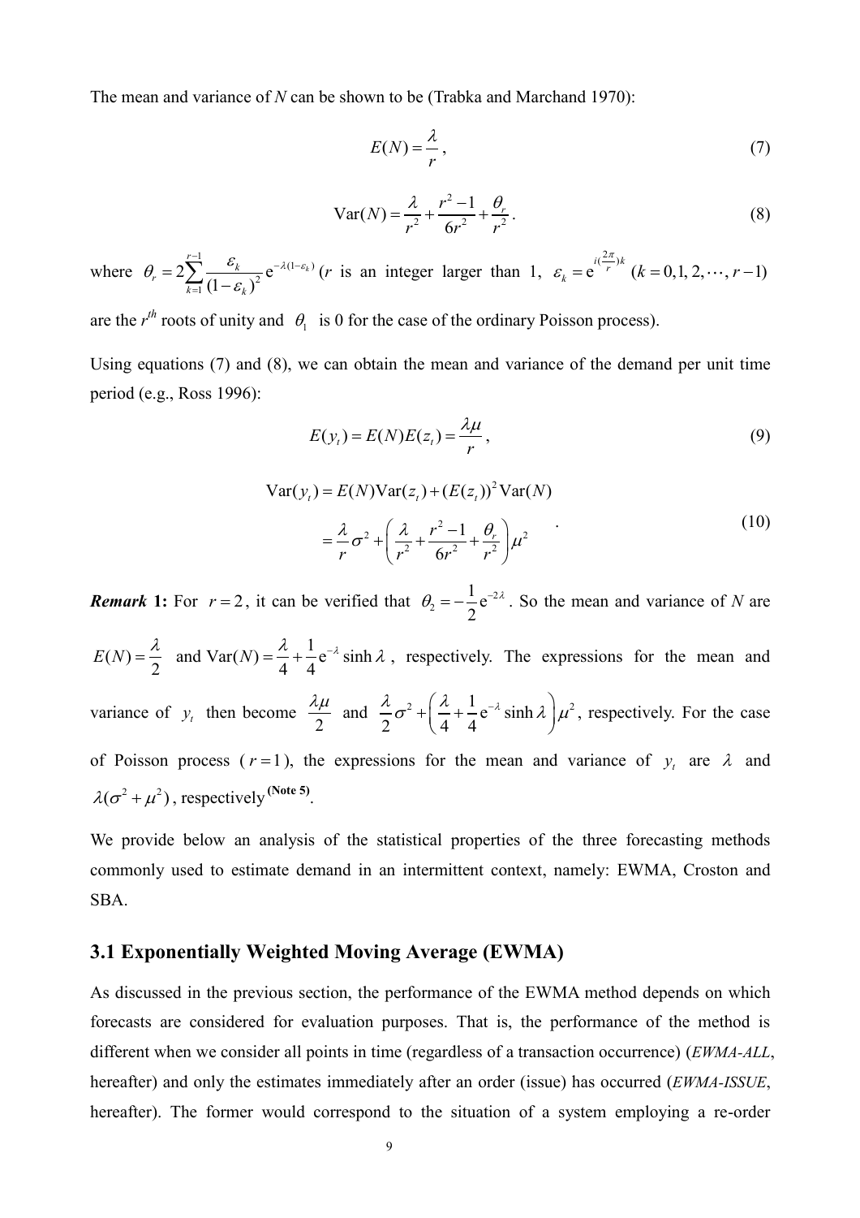The mean and variance of $N$ can be shown to be (Trabka and Marchand 1970):

$$E(N) = \frac{\lambda}{r}, \tag{7}$$

$$\text{Var}(N) = \frac{\lambda}{r^2} + \frac{r^2 - 1}{6r^2} + \frac{\theta_r}{r^2}. \tag{8}$$

where $\theta_r = 2\sum_{k=1}^{r-1} \frac{\varepsilon_k}{(1-\varepsilon_k)^2} \mathrm{e}^{-\lambda(1-\varepsilon_k)}$ ($r$ is an integer larger than 1, $\varepsilon_k = \mathrm{e}^{i(\frac{2\pi}{r})k}$ $(k = 0, 1, 2, \cdots, r-1)$ are the $r^{th}$ roots of unity and $\theta_1$ is 0 for the case of the ordinary Poisson process).

Using equations (7) and (8), we can obtain the mean and variance of the demand per unit time period (e.g., Ross 1996):

$$E(y_t) = E(N)E(z_t) = \frac{\lambda\mu}{r}, \tag{9}$$

$$\begin{aligned} \text{Var}(y_t) &= E(N)\text{Var}(z_t) + (E(z_t))^2 \text{Var}(N) \\ &= \frac{\lambda}{r}\sigma^2 + \left( \frac{\lambda}{r^2} + \frac{r^2-1}{6r^2} + \frac{\theta_r}{r^2} \right)\mu^2 \end{aligned} \tag{10}$$

***Remark* 1:** For $r = 2$, it can be verified that $\theta_2 = -\frac{1}{2}\mathrm{e}^{-2\lambda}$. So the mean and variance of $N$ are $E(N) = \frac{\lambda}{2}$ and $\text{Var}(N) = \frac{\lambda}{4} + \frac{1}{4}\mathrm{e}^{-\lambda}\sinh\lambda$, respectively. The expressions for the mean and variance of $y_t$ then become $\frac{\lambda\mu}{2}$ and $\frac{\lambda}{2}\sigma^2 + \left(\frac{\lambda}{4} + \frac{1}{4}\mathrm{e}^{-\lambda}\sinh\lambda\right)\mu^2$, respectively. For the case of Poisson process ($r = 1$), the expressions for the mean and variance of $y_t$ are $\lambda$ and $\lambda(\sigma^2 + \mu^2)$, respectively **(Note 5)**.

We provide below an analysis of the statistical properties of the three forecasting methods commonly used to estimate demand in an intermittent context, namely: EWMA, Croston and SBA.

## 3.1 Exponentially Weighted Moving Average (EWMA)

As discussed in the previous section, the performance of the EWMA method depends on which forecasts are considered for evaluation purposes. That is, the performance of the method is different when we consider all points in time (regardless of a transaction occurrence) (*EWMA-ALL*, hereafter) and only the estimates immediately after an order (issue) has occurred (*EWMA-ISSUE*, hereafter). The former would correspond to the situation of a system employing a re-order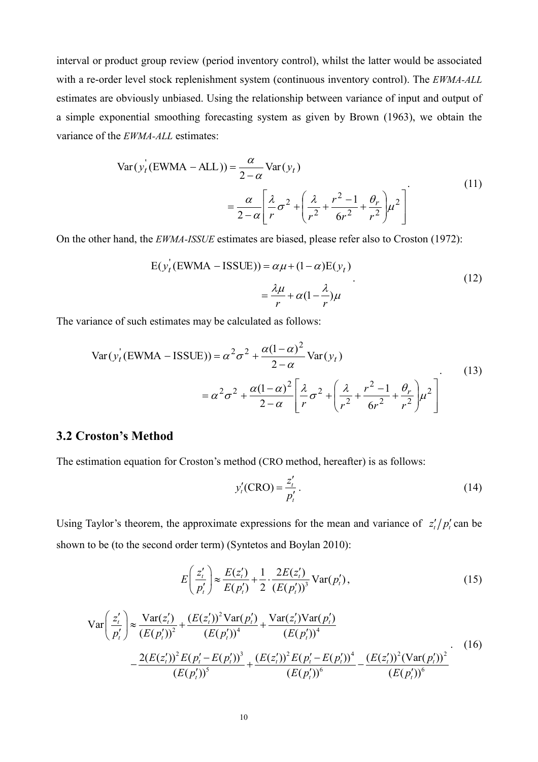interval or product group review (period inventory control), whilst the latter would be associated with a re-order level stock replenishment system (continuous inventory control). The *EWMA-ALL* estimates are obviously unbiased. Using the relationship between variance of input and output of a simple exponential smoothing forecasting system as given by Brown (1963), we obtain the variance of the *EWMA-ALL* estimates:

$$
\begin{aligned}
\operatorname{Var}(y_t^{'}(\text{EWMA}-\text{ALL})) &= \frac{\alpha}{2-\alpha}\operatorname{Var}(y_t) \\
&= \frac{\alpha}{2-\alpha}\left[\frac{\lambda}{r}\sigma^2 + \left(\frac{\lambda}{r^2} + \frac{r^2-1}{6r^2} + \frac{\theta_r}{r^2}\right)\mu^2\right]
\end{aligned} \tag{11}
$$

On the other hand, the *EWMA-ISSUE* estimates are biased, please refer also to Croston (1972):

$$
\begin{aligned}
\mathrm{E}(y_t^{'}(\text{EWMA}-\text{ISSUE})) &= \alpha\mu + (1-\alpha)\mathrm{E}(y_t) \\
&= \frac{\lambda\mu}{r} + \alpha(1-\frac{\lambda}{r})\mu
\end{aligned} \tag{12}
$$

The variance of such estimates may be calculated as follows:

$$
\begin{aligned}
\operatorname{Var}(y_t^{'}(\text{EWMA}-\text{ISSUE})) &= \alpha^2\sigma^2 + \frac{\alpha(1-\alpha)^2}{2-\alpha}\operatorname{Var}(y_t) \\
&= \alpha^2\sigma^2 + \frac{\alpha(1-\alpha)^2}{2-\alpha}\left[\frac{\lambda}{r}\sigma^2 + \left(\frac{\lambda}{r^2} + \frac{r^2-1}{6r^2} + \frac{\theta_r}{r^2}\right)\mu^2\right]
\end{aligned} \tag{13}
$$

## 3.2 Croston's Method

The estimation equation for Croston's method (CRO method, hereafter) is as follows:

$$
y_t'(\text{CRO}) = \frac{z_t'}{p_t'}. \tag{14}
$$

Using Taylor's theorem, the approximate expressions for the mean and variance of $z_t'/p_t'$ can be shown to be (to the second order term) (Syntetos and Boylan 2010):

$$
E\left(\frac{z_t'}{p_t'}\right) \approx \frac{E(z_t')}{E(p_t')} + \frac{1}{2}\cdot\frac{2E(z_t')}{(E(p_t'))^3}\operatorname{Var}(p_t'), \tag{15}
$$

$$
\begin{aligned}
\operatorname{Var}\left(\frac{z_t'}{p_t'}\right) \approx{}& \frac{\operatorname{Var}(z_t')}{(E(p_t'))^2} + \frac{(E(z_t'))^2\operatorname{Var}(p_t')}{(E(p_t'))^4} + \frac{\operatorname{Var}(z_t')\operatorname{Var}(p_t')}{(E(p_t'))^4} \\
&- \frac{2(E(z_t'))^2 E(p_t'-E(p_t'))^3}{(E(p_t'))^5} + \frac{(E(z_t'))^2 E(p_t'-E(p_t'))^4}{(E(p_t'))^6} - \frac{(E(z_t'))^2(\operatorname{Var}(p_t'))^2}{(E(p_t'))^6}
\end{aligned} \tag{16}
$$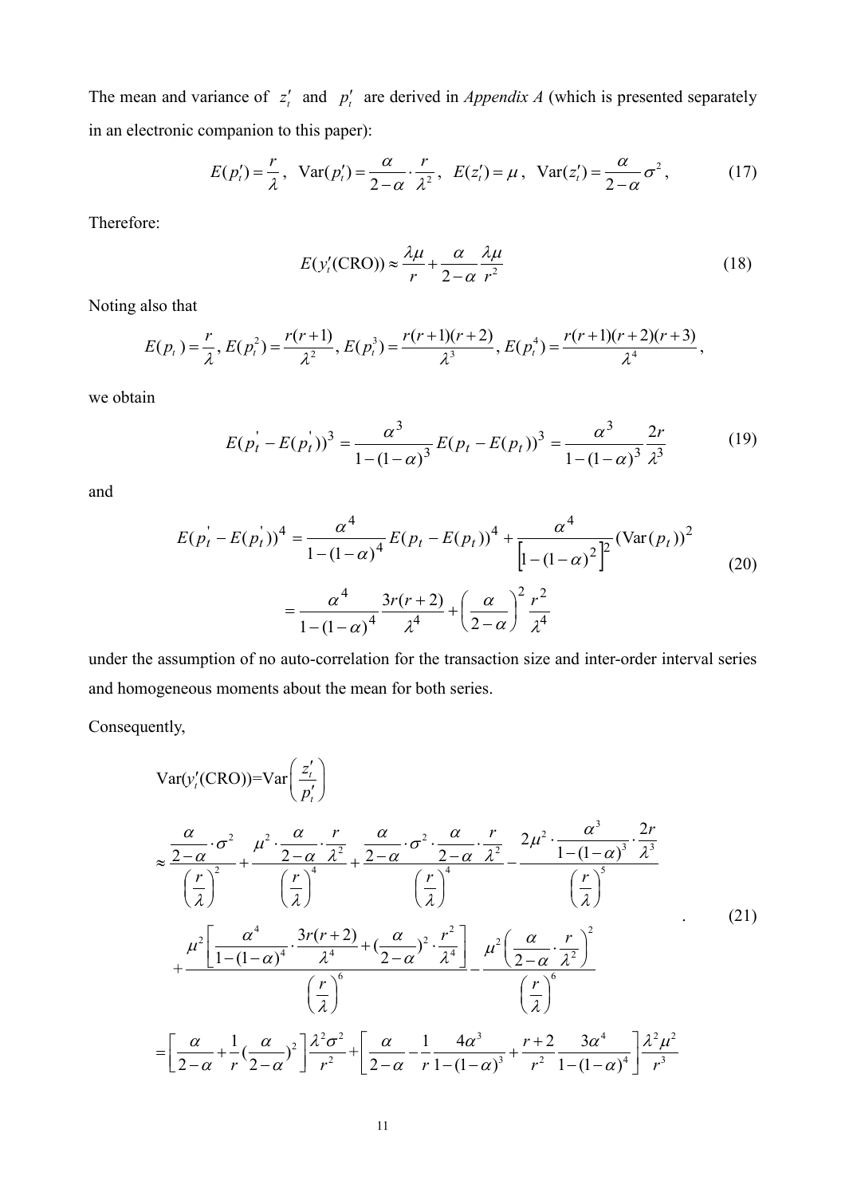The mean and variance of $z_t'$ and $p_t'$ are derived in *Appendix A* (which is presented separately in an electronic companion to this paper):

$$E(p_t') = \frac{r}{\lambda}, \ \ \mathrm{Var}(p_t') = \frac{\alpha}{2-\alpha} \cdot \frac{r}{\lambda^2}, \ \ E(z_t') = \mu, \ \ \mathrm{Var}(z_t') = \frac{\alpha}{2-\alpha}\sigma^2, \tag{17}$$

Therefore:

$$E(y_t'(\mathrm{CRO})) \approx \frac{\lambda\mu}{r} + \frac{\alpha}{2-\alpha}\frac{\lambda\mu}{r^2} \tag{18}$$

Noting also that

$$E(p_t) = \frac{r}{\lambda}, E(p_t^2) = \frac{r(r+1)}{\lambda^2}, E(p_t^3) = \frac{r(r+1)(r+2)}{\lambda^3}, E(p_t^4) = \frac{r(r+1)(r+2)(r+3)}{\lambda^4},$$

we obtain

$$E(p_t' - E(p_t'))^3 = \frac{\alpha^3}{1-(1-\alpha)^3}E(p_t - E(p_t))^3 = \frac{\alpha^3}{1-(1-\alpha)^3}\frac{2r}{\lambda^3} \tag{19}$$

and

$$\begin{aligned} E(p_t' - E(p_t'))^4 &= \frac{\alpha^4}{1-(1-\alpha)^4}E(p_t - E(p_t))^4 + \frac{\alpha^4}{\left[1-(1-\alpha)^2\right]^2}(\mathrm{Var}(p_t))^2 \\ &= \frac{\alpha^4}{1-(1-\alpha)^4}\frac{3r(r+2)}{\lambda^4} + \left(\frac{\alpha}{2-\alpha}\right)^2\frac{r^2}{\lambda^4} \end{aligned} \tag{20}$$

under the assumption of no auto-correlation for the transaction size and inter-order interval series and homogeneous moments about the mean for both series.

Consequently,

$$\begin{aligned} &\mathrm{Var}(y_t'(\mathrm{CRO})) = \mathrm{Var}\left(\frac{z_t'}{p_t'}\right) \\ &\approx \frac{\frac{\alpha}{2-\alpha}\cdot\sigma^2}{\left(\frac{r}{\lambda}\right)^2} + \frac{\mu^2\cdot\frac{\alpha}{2-\alpha}\cdot\frac{r}{\lambda^2}}{\left(\frac{r}{\lambda}\right)^4} + \frac{\frac{\alpha}{2-\alpha}\cdot\sigma^2\cdot\frac{\alpha}{2-\alpha}\cdot\frac{r}{\lambda^2}}{\left(\frac{r}{\lambda}\right)^4} - \frac{2\mu^2\cdot\frac{\alpha^3}{1-(1-\alpha)^3}\cdot\frac{2r}{\lambda^3}}{\left(\frac{r}{\lambda}\right)^5} \\ &\quad + \frac{\mu^2\left[\frac{\alpha^4}{1-(1-\alpha)^4}\cdot\frac{3r(r+2)}{\lambda^4} + \left(\frac{\alpha}{2-\alpha}\right)^2\cdot\frac{r^2}{\lambda^4}\right]}{\left(\frac{r}{\lambda}\right)^6} - \frac{\mu^2\left(\frac{\alpha}{2-\alpha}\cdot\frac{r}{\lambda^2}\right)^2}{\left(\frac{r}{\lambda}\right)^6} \\ &= \left[\frac{\alpha}{2-\alpha} + \frac{1}{r}\left(\frac{\alpha}{2-\alpha}\right)^2\right]\frac{\lambda^2\sigma^2}{r^2} + \left[\frac{\alpha}{2-\alpha} - \frac{1}{r}\frac{4\alpha^3}{1-(1-\alpha)^3} + \frac{r+2}{r^2}\frac{3\alpha^4}{1-(1-\alpha)^4}\right]\frac{\lambda^2\mu^2}{r^3} \end{aligned} \tag{21}$$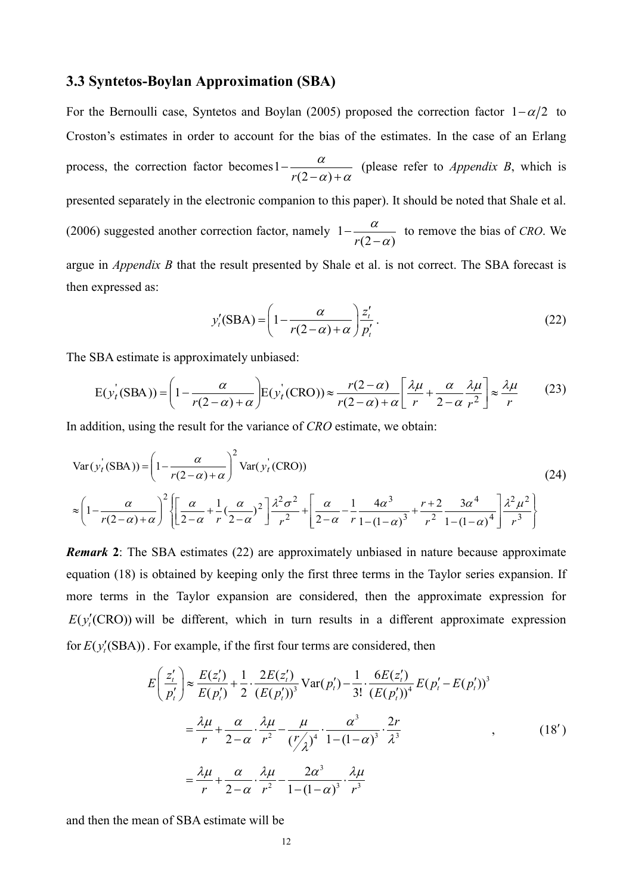### 3.3 Syntetos-Boylan Approximation (SBA)

For the Bernoulli case, Syntetos and Boylan (2005) proposed the correction factor $1-\alpha/2$ to Croston's estimates in order to account for the bias of the estimates. In the case of an Erlang process, the correction factor becomes $1-\dfrac{\alpha}{r(2-\alpha)+\alpha}$ (please refer to *Appendix B*, which is presented separately in the electronic companion to this paper). It should be noted that Shale et al. (2006) suggested another correction factor, namely $1-\dfrac{\alpha}{r(2-\alpha)}$ to remove the bias of *CRO*. We argue in *Appendix B* that the result presented by Shale et al. is not correct. The SBA forecast is then expressed as:

$$y_t'(\text{SBA}) = \left(1-\frac{\alpha}{r(2-\alpha)+\alpha}\right)\frac{z_t'}{p_t'}. \tag{22}$$

The SBA estimate is approximately unbiased:

$$\text{E}(y_t^{'}(\text{SBA})) = \left(1-\frac{\alpha}{r(2-\alpha)+\alpha}\right)\text{E}(y_t^{'}(\text{CRO})) \approx \frac{r(2-\alpha)}{r(2-\alpha)+\alpha}\left[\frac{\lambda\mu}{r}+\frac{\alpha}{2-\alpha}\frac{\lambda\mu}{r^2}\right] \approx \frac{\lambda\mu}{r} \tag{23}$$

In addition, using the result for the variance of *CRO* estimate, we obtain:

$$\begin{aligned}
&\text{Var}(y_t^{'}(\text{SBA})) = \left(1-\frac{\alpha}{r(2-\alpha)+\alpha}\right)^2 \text{Var}(y_t^{'}(\text{CRO})) \\
&\approx \left(1-\frac{\alpha}{r(2-\alpha)+\alpha}\right)^2 \left\{\left[\frac{\alpha}{2-\alpha}+\frac{1}{r}\left(\frac{\alpha}{2-\alpha}\right)^2\right]\frac{\lambda^2\sigma^2}{r^2}+\left[\frac{\alpha}{2-\alpha}-\frac{1}{r}\frac{4\alpha^3}{1-(1-\alpha)^3}+\frac{r+2}{r^2}\frac{3\alpha^4}{1-(1-\alpha)^4}\right]\frac{\lambda^2\mu^2}{r^3}\right\}
\end{aligned} \tag{24}$$

***Remark* 2**: The SBA estimates (22) are approximately unbiased in nature because approximate equation (18) is obtained by keeping only the first three terms in the Taylor series expansion. If more terms in the Taylor expansion are considered, then the approximate expression for $E(y_t'(\text{CRO}))$ will be different, which in turn results in a different approximate expression for $E(y_t'(\text{SBA}))$. For example, if the first four terms are considered, then

$$\begin{aligned}
E\left(\frac{z_t'}{p_t'}\right) &\approx \frac{E(z_t')}{E(p_t')}+\frac{1}{2}\cdot\frac{2E(z_t')}{(E(p_t'))^3}\text{Var}(p_t')-\frac{1}{3!}\cdot\frac{6E(z_t')}{(E(p_t'))^4}E(p_t'-E(p_t'))^3 \\
&= \frac{\lambda\mu}{r}+\frac{\alpha}{2-\alpha}\cdot\frac{\lambda\mu}{r^2}-\frac{\mu}{(r/\lambda)^4}\cdot\frac{\alpha^3}{1-(1-\alpha)^3}\cdot\frac{2r}{\lambda^3} \\
&= \frac{\lambda\mu}{r}+\frac{\alpha}{2-\alpha}\cdot\frac{\lambda\mu}{r^2}-\frac{2\alpha^3}{1-(1-\alpha)^3}\cdot\frac{\lambda\mu}{r^3}
\end{aligned} \quad , \tag{18$'$}$$

and then the mean of SBA estimate will be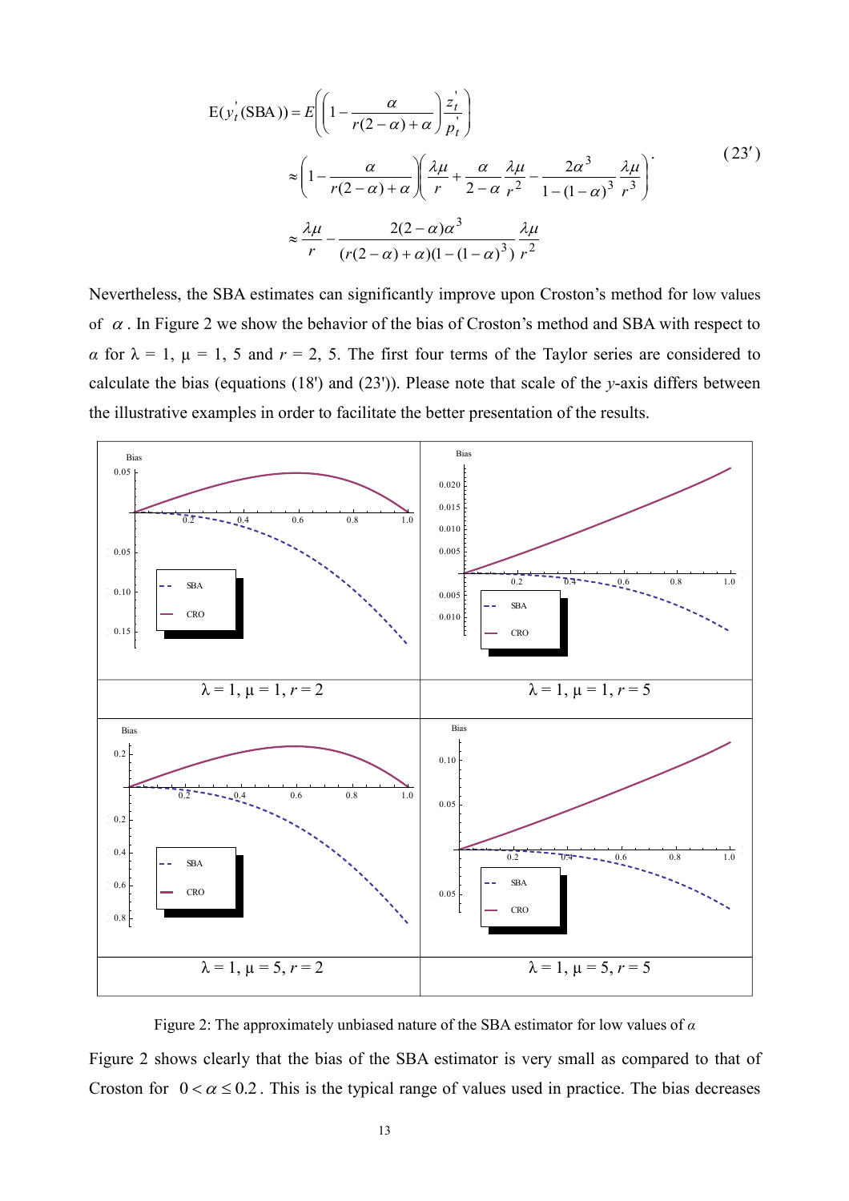$$
\begin{aligned}
\mathrm{E}(y_t^{'}(\mathrm{SBA})) &= E\left(\left(1-\frac{\alpha}{r(2-\alpha)+\alpha}\right)\frac{z_t^{'}}{p_t^{'}}\right) \\
&\approx \left(1-\frac{\alpha}{r(2-\alpha)+\alpha}\right)\left(\frac{\lambda\mu}{r}+\frac{\alpha}{2-\alpha}\frac{\lambda\mu}{r^2}-\frac{2\alpha^3}{1-(1-\alpha)^3}\frac{\lambda\mu}{r^3}\right) \\
&\approx \frac{\lambda\mu}{r}-\frac{2(2-\alpha)\alpha^3}{(r(2-\alpha)+\alpha)(1-(1-\alpha)^3)}\frac{\lambda\mu}{r^2}
\end{aligned}
\qquad (23')
$$

Nevertheless, the SBA estimates can significantly improve upon Croston's method for low values of $\alpha$. In Figure 2 we show the behavior of the bias of Croston's method and SBA with respect to $\alpha$ for $\lambda = 1$, $\mu = 1, 5$ and $r = 2, 5$. The first four terms of the Taylor series are considered to calculate the bias (equations (18') and (23')). Please note that scale of the *y*-axis differs between the illustrative examples in order to facilitate the better presentation of the results.

| $\lambda = 1, \mu = 1, r = 2$ | $\lambda = 1, \mu = 1, r = 5$ |
|---|---|
| $\lambda = 1, \mu = 5, r = 2$ | $\lambda = 1, \mu = 5, r = 5$ |

Figure 2: The approximately unbiased nature of the SBA estimator for low values of $\alpha$

Figure 2 shows clearly that the bias of the SBA estimator is very small as compared to that of Croston for $0 < \alpha \leq 0.2$. This is the typical range of values used in practice. The bias decreases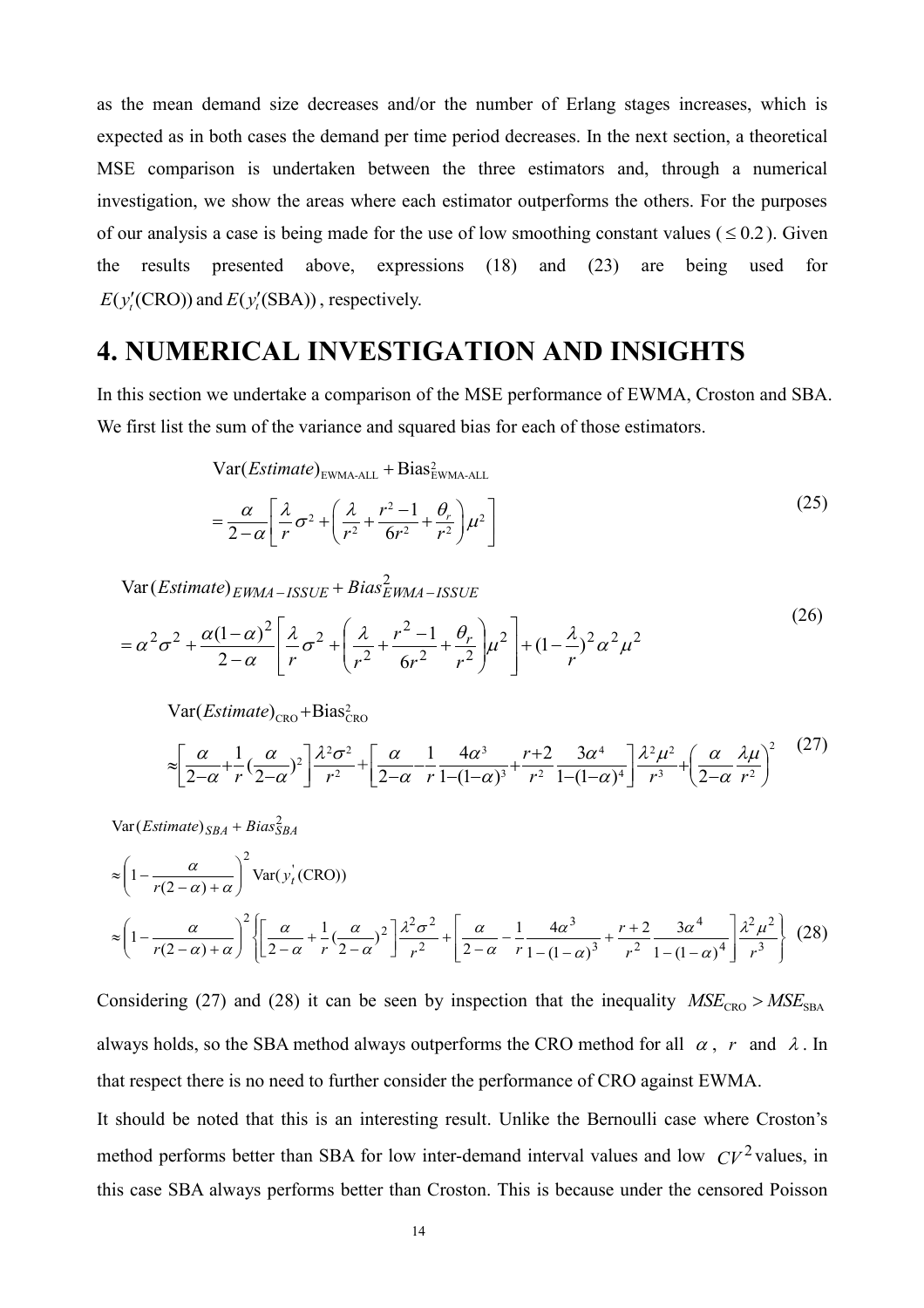as the mean demand size decreases and/or the number of Erlang stages increases, which is expected as in both cases the demand per time period decreases. In the next section, a theoretical MSE comparison is undertaken between the three estimators and, through a numerical investigation, we show the areas where each estimator outperforms the others. For the purposes of our analysis a case is being made for the use of low smoothing constant values ($\leq 0.2$). Given the results presented above, expressions (18) and (23) are being used for $E(y_t'(\text{CRO}))$ and $E(y_t'(\text{SBA}))$, respectively.

# 4. NUMERICAL INVESTIGATION AND INSIGHTS

In this section we undertake a comparison of the MSE performance of EWMA, Croston and SBA. We first list the sum of the variance and squared bias for each of those estimators.

$$
\begin{aligned}
&\text{Var}(Estimate)_{\text{EWMA-ALL}} + \text{Bias}^2_{\text{EWMA-ALL}} \\
&= \frac{\alpha}{2-\alpha}\left[\frac{\lambda}{r}\sigma^2 + \left(\frac{\lambda}{r^2} + \frac{r^2-1}{6r^2} + \frac{\theta_r}{r^2}\right)\mu^2\right]
\end{aligned}
\tag{25}
$$

$$
\begin{aligned}
&\text{Var}(Estimate)_{EWMA-ISSUE} + Bias^2_{EWMA-ISSUE} \\
&= \alpha^2\sigma^2 + \frac{\alpha(1-\alpha)^2}{2-\alpha}\left[\frac{\lambda}{r}\sigma^2 + \left(\frac{\lambda}{r^2} + \frac{r^2-1}{6r^2} + \frac{\theta_r}{r^2}\right)\mu^2\right] + (1-\frac{\lambda}{r})^2\alpha^2\mu^2
\end{aligned}
\tag{26}
$$

$$
\begin{aligned}
&\text{Var}(Estimate)_{\text{CRO}} + \text{Bias}^2_{\text{CRO}} \\
&\approx \left[\frac{\alpha}{2-\alpha} + \frac{1}{r}(\frac{\alpha}{2-\alpha})^2\right]\frac{\lambda^2\sigma^2}{r^2} + \left[\frac{\alpha}{2-\alpha} - \frac{1}{r}\frac{4\alpha^3}{1-(1-\alpha)^3} + \frac{r+2}{r^2}\frac{3\alpha^4}{1-(1-\alpha)^4}\right]\frac{\lambda^2\mu^2}{r^3} + \left(\frac{\alpha}{2-\alpha}\frac{\lambda\mu}{r^2}\right)^2
\end{aligned}
\tag{27}
$$

$$
\begin{aligned}
&\text{Var}(Estimate)_{SBA} + Bias^2_{SBA} \\
&\approx \left(1 - \frac{\alpha}{r(2-\alpha)+\alpha}\right)^2 \text{Var}(y_t'(\text{CRO})) \\
&\approx \left(1 - \frac{\alpha}{r(2-\alpha)+\alpha}\right)^2 \left\{\left[\frac{\alpha}{2-\alpha} + \frac{1}{r}(\frac{\alpha}{2-\alpha})^2\right]\frac{\lambda^2\sigma^2}{r^2} + \left[\frac{\alpha}{2-\alpha} - \frac{1}{r}\frac{4\alpha^3}{1-(1-\alpha)^3} + \frac{r+2}{r^2}\frac{3\alpha^4}{1-(1-\alpha)^4}\right]\frac{\lambda^2\mu^2}{r^3}\right\}
\end{aligned}
\tag{28}
$$

Considering (27) and (28) it can be seen by inspection that the inequality $MSE_{\text{CRO}} > MSE_{\text{SBA}}$ always holds, so the SBA method always outperforms the CRO method for all $\alpha$, $r$ and $\lambda$. In that respect there is no need to further consider the performance of CRO against EWMA.

It should be noted that this is an interesting result. Unlike the Bernoulli case where Croston's method performs better than SBA for low inter-demand interval values and low $CV^2$ values, in this case SBA always performs better than Croston. This is because under the censored Poisson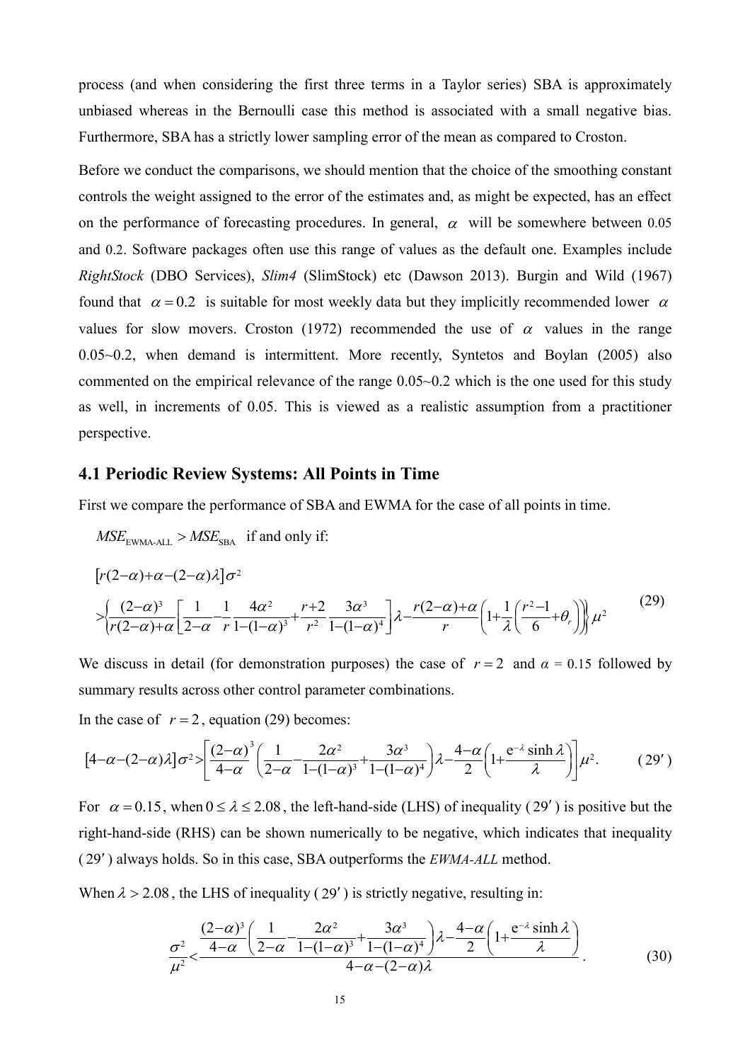process (and when considering the first three terms in a Taylor series) SBA is approximately unbiased whereas in the Bernoulli case this method is associated with a small negative bias. Furthermore, SBA has a strictly lower sampling error of the mean as compared to Croston.

Before we conduct the comparisons, we should mention that the choice of the smoothing constant controls the weight assigned to the error of the estimates and, as might be expected, has an effect on the performance of forecasting procedures. In general, $\alpha$ will be somewhere between 0.05 and 0.2. Software packages often use this range of values as the default one. Examples include *RightStock* (DBO Services), *Slim4* (SlimStock) etc (Dawson 2013). Burgin and Wild (1967) found that $\alpha = 0.2$ is suitable for most weekly data but they implicitly recommended lower $\alpha$ values for slow movers. Croston (1972) recommended the use of $\alpha$ values in the range 0.05~0.2, when demand is intermittent. More recently, Syntetos and Boylan (2005) also commented on the empirical relevance of the range 0.05~0.2 which is the one used for this study as well, in increments of 0.05. This is viewed as a realistic assumption from a practitioner perspective.

## 4.1 Periodic Review Systems: All Points in Time

First we compare the performance of SBA and EWMA for the case of all points in time.

$MSE_{\text{EWMA-ALL}} > MSE_{\text{SBA}}$ if and only if:

$$\left[r(2-\alpha)+\alpha-(2-\alpha)\lambda\right]\sigma^2 > \left\{\frac{(2-\alpha)^3}{r(2-\alpha)+\alpha}\left[\frac{1}{2-\alpha}-\frac{1}{r}\frac{4\alpha^2}{1-(1-\alpha)^3}+\frac{r+2}{r^2}\frac{3\alpha^3}{1-(1-\alpha)^4}\right]\lambda-\frac{r(2-\alpha)+\alpha}{r}\left(1+\frac{1}{\lambda}\left(\frac{r^2-1}{6}+\theta_r\right)\right)\right\}\mu^2 \tag{29}$$

We discuss in detail (for demonstration purposes) the case of $r = 2$ and $\alpha = 0.15$ followed by summary results across other control parameter combinations.

In the case of $r = 2$, equation (29) becomes:

$$\left[4-\alpha-(2-\alpha)\lambda\right]\sigma^2 > \left[\frac{(2-\alpha)^3}{4-\alpha}\left(\frac{1}{2-\alpha}-\frac{2\alpha^2}{1-(1-\alpha)^3}+\frac{3\alpha^3}{1-(1-\alpha)^4}\right)\lambda-\frac{4-\alpha}{2}\left(1+\frac{e^{-\lambda}\sinh\lambda}{\lambda}\right)\right]\mu^2. \tag{29'}$$

For $\alpha = 0.15$, when $0 \le \lambda \le 2.08$, the left-hand-side (LHS) of inequality (29′) is positive but the right-hand-side (RHS) can be shown numerically to be negative, which indicates that inequality (29′) always holds. So in this case, SBA outperforms the *EWMA-ALL* method.

When $\lambda > 2.08$, the LHS of inequality (29′) is strictly negative, resulting in:

$$\frac{\sigma^2}{\mu^2} < \frac{\frac{(2-\alpha)^3}{4-\alpha}\left(\frac{1}{2-\alpha}-\frac{2\alpha^2}{1-(1-\alpha)^3}+\frac{3\alpha^3}{1-(1-\alpha)^4}\right)\lambda-\frac{4-\alpha}{2}\left(1+\frac{e^{-\lambda}\sinh\lambda}{\lambda}\right)}{4-\alpha-(2-\alpha)\lambda}. \tag{30}$$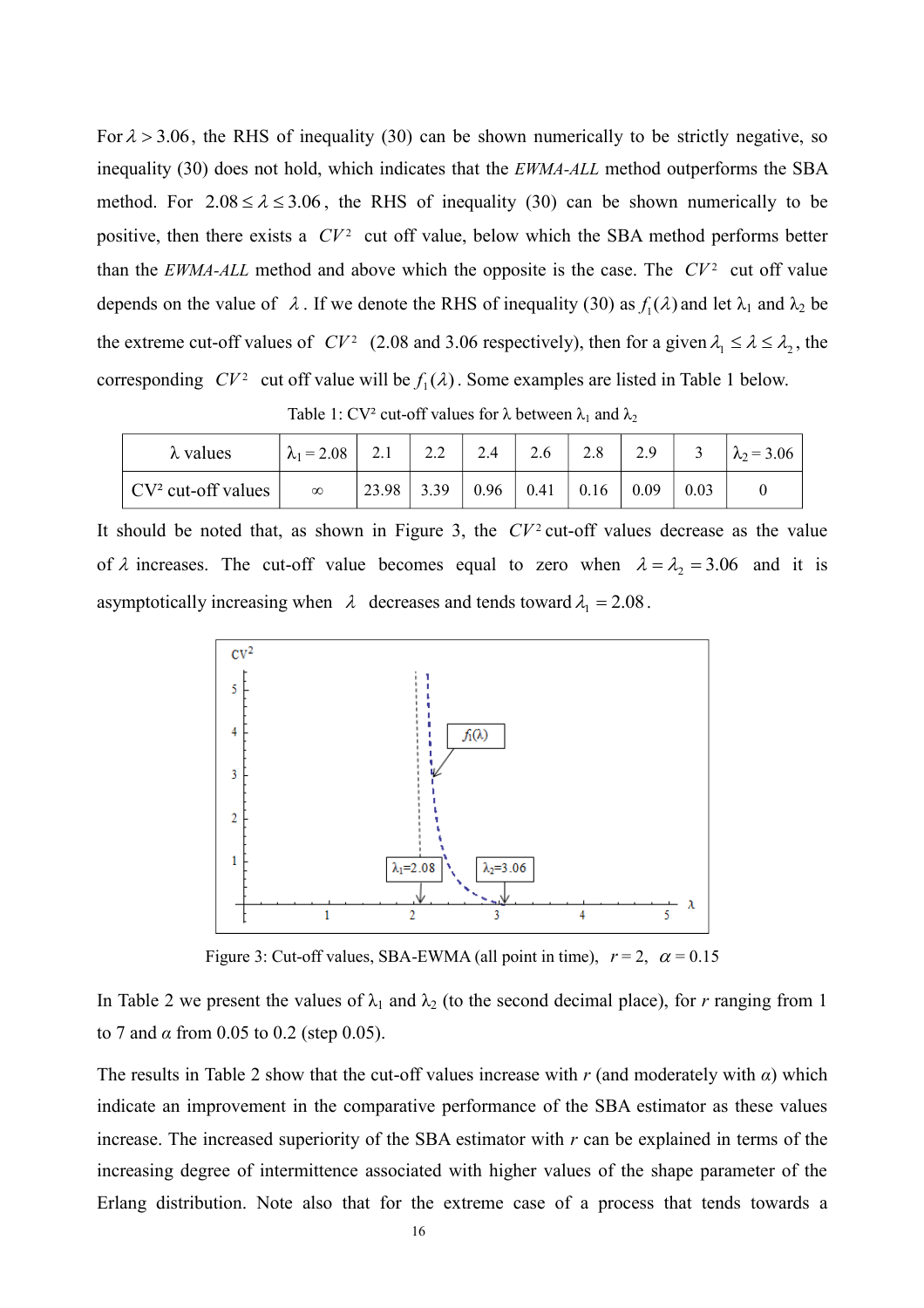For $\lambda > 3.06$, the RHS of inequality (30) can be shown numerically to be strictly negative, so inequality (30) does not hold, which indicates that the *EWMA-ALL* method outperforms the SBA method. For $2.08 \le \lambda \le 3.06$, the RHS of inequality (30) can be shown numerically to be positive, then there exists a $CV^2$ cut off value, below which the SBA method performs better than the *EWMA-ALL* method and above which the opposite is the case. The $CV^2$ cut off value depends on the value of $\lambda$. If we denote the RHS of inequality (30) as $f_1(\lambda)$ and let $\lambda_1$ and $\lambda_2$ be the extreme cut-off values of $CV^2$ (2.08 and 3.06 respectively), then for a given $\lambda_1 \le \lambda \le \lambda_2$, the corresponding $CV^2$ cut off value will be $f_1(\lambda)$. Some examples are listed in Table 1 below.

Table 1: $CV^2$ cut-off values for $\lambda$ between $\lambda_1$ and $\lambda_2$

| $\lambda$ values | $\lambda_1 = 2.08$ | 2.1 | 2.2 | 2.4 | 2.6 | 2.8 | 2.9 | 3 | $\lambda_2 = 3.06$ |
|---|---|---|---|---|---|---|---|---|---|
| $CV^2$ cut-off values | $\infty$ | 23.98 | 3.39 | 0.96 | 0.41 | 0.16 | 0.09 | 0.03 | 0 |

It should be noted that, as shown in Figure 3, the $CV^2$ cut-off values decrease as the value of $\lambda$ increases. The cut-off value becomes equal to zero when $\lambda = \lambda_2 = 3.06$ and it is asymptotically increasing when $\lambda$ decreases and tends toward $\lambda_1 = 2.08$.

Figure 3: Cut-off values, SBA-EWMA (all point in time), $r = 2$, $\alpha = 0.15$

In Table 2 we present the values of $\lambda_1$ and $\lambda_2$ (to the second decimal place), for $r$ ranging from 1 to 7 and $\alpha$ from 0.05 to 0.2 (step 0.05).

The results in Table 2 show that the cut-off values increase with $r$ (and moderately with $\alpha$) which indicate an improvement in the comparative performance of the SBA estimator as these values increase. The increased superiority of the SBA estimator with $r$ can be explained in terms of the increasing degree of intermittence associated with higher values of the shape parameter of the Erlang distribution. Note also that for the extreme case of a process that tends towards a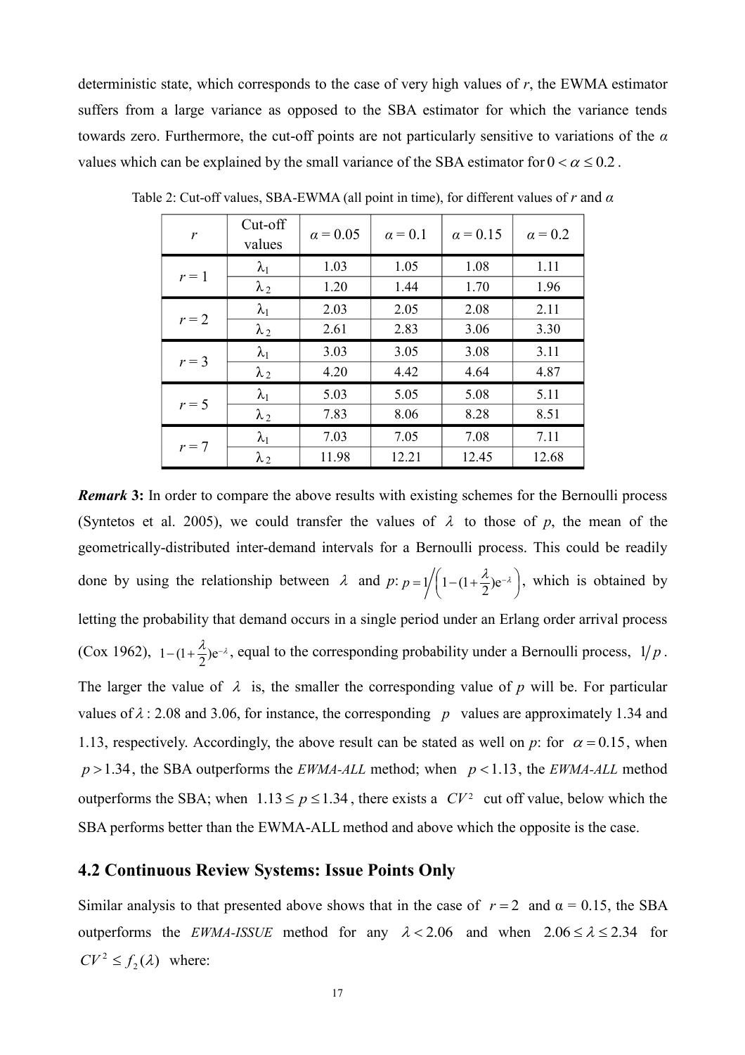deterministic state, which corresponds to the case of very high values of *r*, the EWMA estimator suffers from a large variance as opposed to the SBA estimator for which the variance tends towards zero. Furthermore, the cut-off points are not particularly sensitive to variations of the *α* values which can be explained by the small variance of the SBA estimator for $0 < \alpha \le 0.2$.

Table 2: Cut-off values, SBA-EWMA (all point in time), for different values of *r* and *α*

| *r* | Cut-off values | *α* = 0.05 | *α* = 0.1 | *α* = 0.15 | *α* = 0.2 |
|---|---|---|---|---|---|
| *r* = 1 | $\lambda_1$ | 1.03 | 1.05 | 1.08 | 1.11 |
| | $\lambda_2$ | 1.20 | 1.44 | 1.70 | 1.96 |
| *r* = 2 | $\lambda_1$ | 2.03 | 2.05 | 2.08 | 2.11 |
| | $\lambda_2$ | 2.61 | 2.83 | 3.06 | 3.30 |
| *r* = 3 | $\lambda_1$ | 3.03 | 3.05 | 3.08 | 3.11 |
| | $\lambda_2$ | 4.20 | 4.42 | 4.64 | 4.87 |
| *r* = 5 | $\lambda_1$ | 5.03 | 5.05 | 5.08 | 5.11 |
| | $\lambda_2$ | 7.83 | 8.06 | 8.28 | 8.51 |
| *r* = 7 | $\lambda_1$ | 7.03 | 7.05 | 7.08 | 7.11 |
| | $\lambda_2$ | 11.98 | 12.21 | 12.45 | 12.68 |

***Remark* 3:** In order to compare the above results with existing schemes for the Bernoulli process (Syntetos et al. 2005), we could transfer the values of $\lambda$ to those of *p*, the mean of the geometrically-distributed inter-demand intervals for a Bernoulli process. This could be readily done by using the relationship between $\lambda$ and *p*: $p = 1\Big/\left(1-(1+\frac{\lambda}{2})e^{-\lambda}\right)$, which is obtained by letting the probability that demand occurs in a single period under an Erlang order arrival process (Cox 1962), $1-(1+\frac{\lambda}{2})e^{-\lambda}$, equal to the corresponding probability under a Bernoulli process, $1/p$. The larger the value of $\lambda$ is, the smaller the corresponding value of *p* will be. For particular values of $\lambda$: 2.08 and 3.06, for instance, the corresponding $p$ values are approximately 1.34 and 1.13, respectively. Accordingly, the above result can be stated as well on *p*: for $\alpha = 0.15$, when $p > 1.34$, the SBA outperforms the *EWMA-ALL* method; when $p < 1.13$, the *EWMA-ALL* method outperforms the SBA; when $1.13 \le p \le 1.34$, there exists a $CV^2$ cut off value, below which the SBA performs better than the EWMA-ALL method and above which the opposite is the case.

## 4.2 Continuous Review Systems: Issue Points Only

Similar analysis to that presented above shows that in the case of $r = 2$ and α = 0.15, the SBA outperforms the *EWMA-ISSUE* method for any $\lambda < 2.06$ and when $2.06 \le \lambda \le 2.34$ for $CV^2 \le f_2(\lambda)$ where: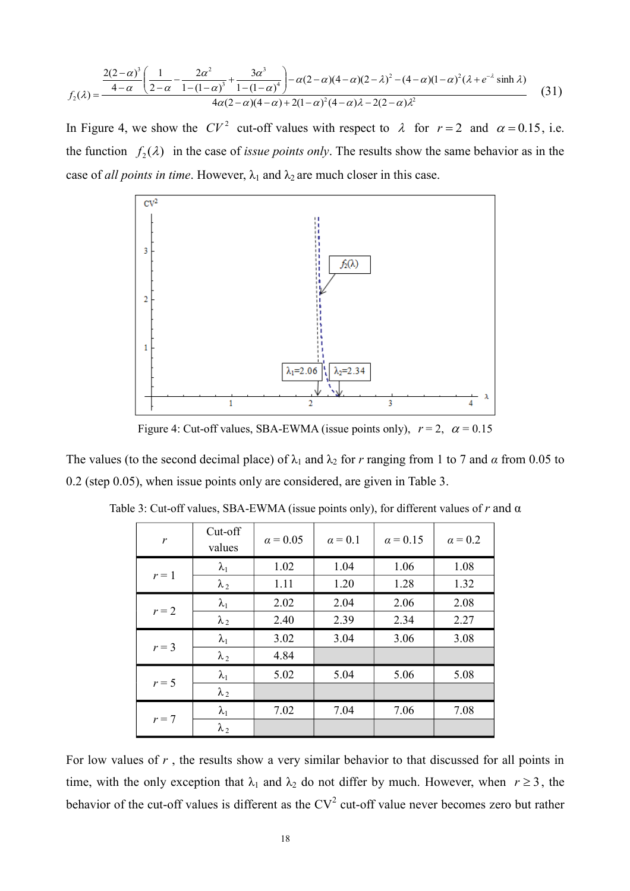$$f_2(\lambda)=\frac{\frac{2(2-\alpha)^3}{4-\alpha}\left(\frac{1}{2-\alpha}-\frac{2\alpha^2}{1-(1-\alpha)^3}+\frac{3\alpha^3}{1-(1-\alpha)^4}\right)-\alpha(2-\alpha)(4-\alpha)(2-\lambda)^2-(4-\alpha)(1-\alpha)^2(\lambda+e^{-\lambda}\sinh\lambda)}{4\alpha(2-\alpha)(4-\alpha)+2(1-\alpha)^2(4-\alpha)\lambda-2(2-\alpha)\lambda^2} \quad (31)$$

In Figure 4, we show the $CV^2$ cut-off values with respect to $\lambda$ for $r=2$ and $\alpha=0.15$, i.e. the function $f_2(\lambda)$ in the case of *issue points only*. The results show the same behavior as in the case of *all points in time*. However, $\lambda_1$ and $\lambda_2$ are much closer in this case.

Figure 4: Cut-off values, SBA-EWMA (issue points only), $r=2$, $\alpha=0.15$

The values (to the second decimal place) of $\lambda_1$ and $\lambda_2$ for *r* ranging from 1 to 7 and *α* from 0.05 to 0.2 (step 0.05), when issue points only are considered, are given in Table 3.

Table 3: Cut-off values, SBA-EWMA (issue points only), for different values of *r* and α

| $r$ | Cut-off values | $\alpha=0.05$ | $\alpha=0.1$ | $\alpha=0.15$ | $\alpha=0.2$ |
|---|---|---|---|---|---|
| $r=1$ | $\lambda_1$ | 1.02 | 1.04 | 1.06 | 1.08 |
| | $\lambda_2$ | 1.11 | 1.20 | 1.28 | 1.32 |
| $r=2$ | $\lambda_1$ | 2.02 | 2.04 | 2.06 | 2.08 |
| | $\lambda_2$ | 2.40 | 2.39 | 2.34 | 2.27 |
| $r=3$ | $\lambda_1$ | 3.02 | 3.04 | 3.06 | 3.08 |
| | $\lambda_2$ | 4.84 | | | |
| $r=5$ | $\lambda_1$ | 5.02 | 5.04 | 5.06 | 5.08 |
| | $\lambda_2$ | | | | |
| $r=7$ | $\lambda_1$ | 7.02 | 7.04 | 7.06 | 7.08 |
| | $\lambda_2$ | | | | |

For low values of $r$, the results show a very similar behavior to that discussed for all points in time, with the only exception that $\lambda_1$ and $\lambda_2$ do not differ by much. However, when $r\geq 3$, the behavior of the cut-off values is different as the $CV^2$ cut-off value never becomes zero but rather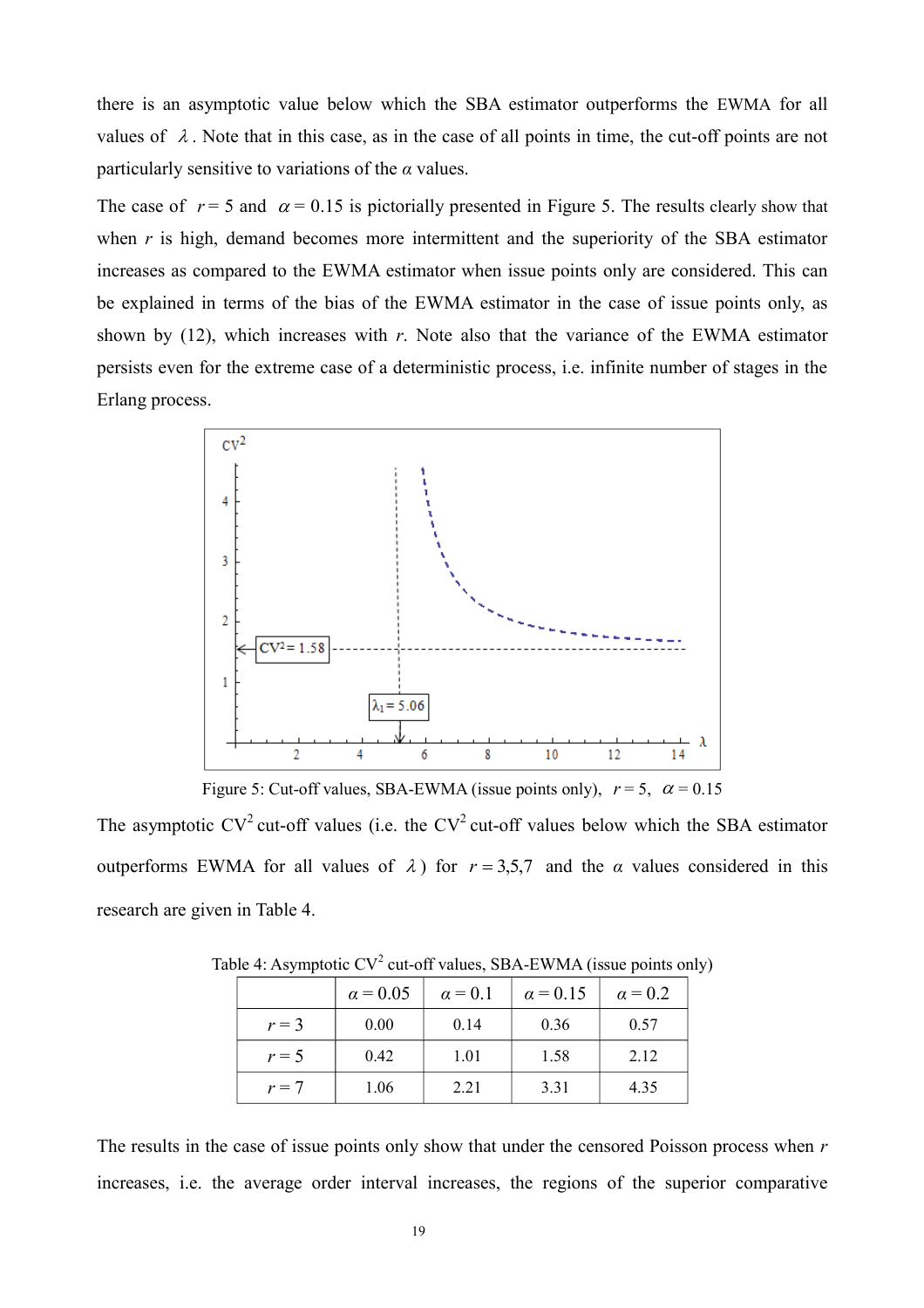there is an asymptotic value below which the SBA estimator outperforms the EWMA for all values of $\lambda$. Note that in this case, as in the case of all points in time, the cut-off points are not particularly sensitive to variations of the $\alpha$ values.

The case of $r = 5$ and $\alpha = 0.15$ is pictorially presented in Figure 5. The results clearly show that when $r$ is high, demand becomes more intermittent and the superiority of the SBA estimator increases as compared to the EWMA estimator when issue points only are considered. This can be explained in terms of the bias of the EWMA estimator in the case of issue points only, as shown by (12), which increases with $r$. Note also that the variance of the EWMA estimator persists even for the extreme case of a deterministic process, i.e. infinite number of stages in the Erlang process.

Figure 5: Cut-off values, SBA-EWMA (issue points only), $r = 5$, $\alpha = 0.15$

The asymptotic $CV^2$ cut-off values (i.e. the $CV^2$ cut-off values below which the SBA estimator outperforms EWMA for all values of $\lambda$) for $r = 3,5,7$ and the $\alpha$ values considered in this research are given in Table 4.

Table 4: Asymptotic $CV^2$ cut-off values, SBA-EWMA (issue points only)

| | $\alpha = 0.05$ | $\alpha = 0.1$ | $\alpha = 0.15$ | $\alpha = 0.2$ |
|---|---|---|---|---|
| $r = 3$ | 0.00 | 0.14 | 0.36 | 0.57 |
| $r = 5$ | 0.42 | 1.01 | 1.58 | 2.12 |
| $r = 7$ | 1.06 | 2.21 | 3.31 | 4.35 |

The results in the case of issue points only show that under the censored Poisson process when $r$ increases, i.e. the average order interval increases, the regions of the superior comparative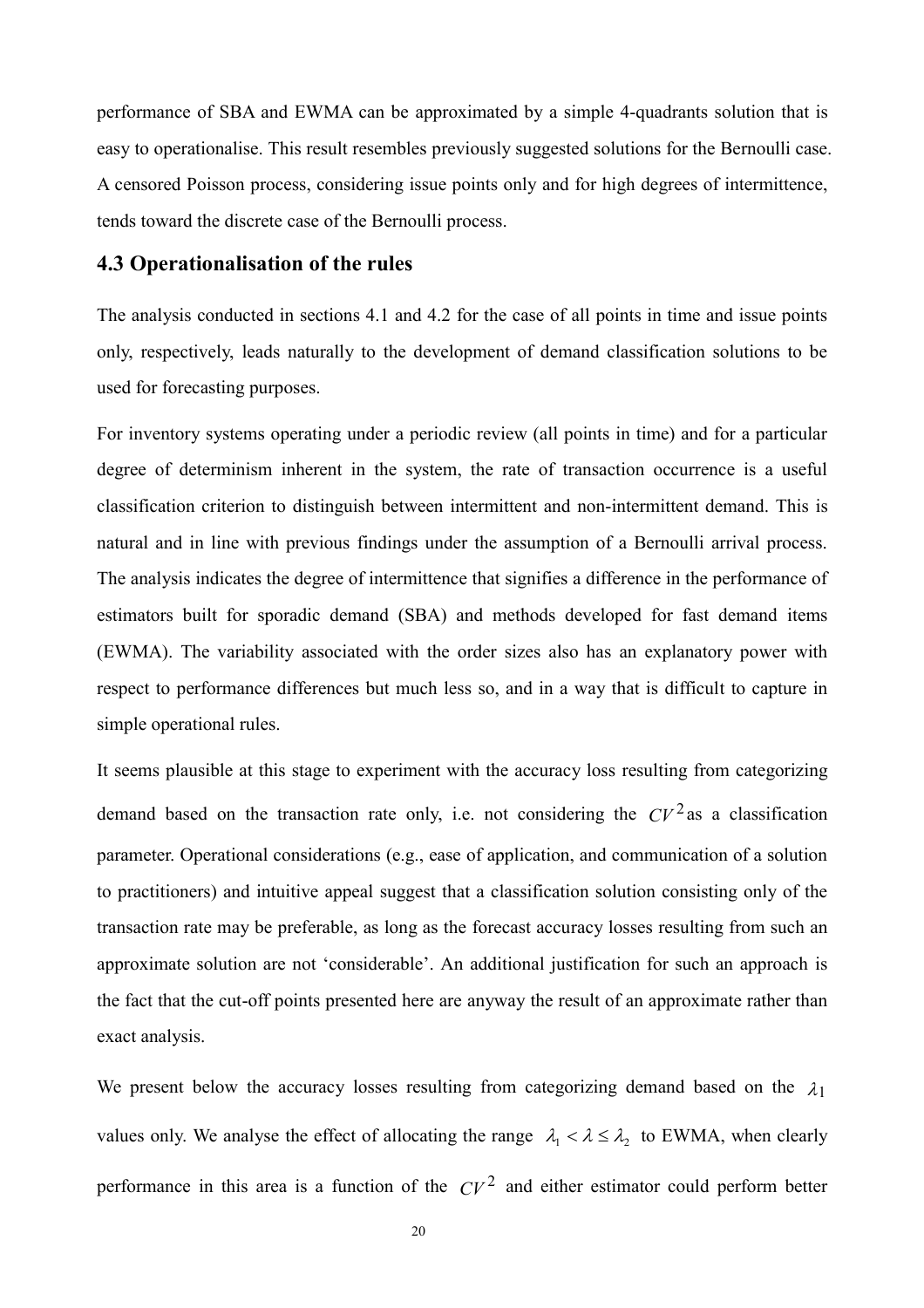performance of SBA and EWMA can be approximated by a simple 4-quadrants solution that is easy to operationalise. This result resembles previously suggested solutions for the Bernoulli case. A censored Poisson process, considering issue points only and for high degrees of intermittence, tends toward the discrete case of the Bernoulli process.

## 4.3 Operationalisation of the rules

The analysis conducted in sections 4.1 and 4.2 for the case of all points in time and issue points only, respectively, leads naturally to the development of demand classification solutions to be used for forecasting purposes.

For inventory systems operating under a periodic review (all points in time) and for a particular degree of determinism inherent in the system, the rate of transaction occurrence is a useful classification criterion to distinguish between intermittent and non-intermittent demand. This is natural and in line with previous findings under the assumption of a Bernoulli arrival process. The analysis indicates the degree of intermittence that signifies a difference in the performance of estimators built for sporadic demand (SBA) and methods developed for fast demand items (EWMA). The variability associated with the order sizes also has an explanatory power with respect to performance differences but much less so, and in a way that is difficult to capture in simple operational rules.

It seems plausible at this stage to experiment with the accuracy loss resulting from categorizing demand based on the transaction rate only, i.e. not considering the $CV^2$ as a classification parameter. Operational considerations (e.g., ease of application, and communication of a solution to practitioners) and intuitive appeal suggest that a classification solution consisting only of the transaction rate may be preferable, as long as the forecast accuracy losses resulting from such an approximate solution are not 'considerable'. An additional justification for such an approach is the fact that the cut-off points presented here are anyway the result of an approximate rather than exact analysis.

We present below the accuracy losses resulting from categorizing demand based on the $\lambda_1$ values only. We analyse the effect of allocating the range $\lambda_1 < \lambda \leq \lambda_2$ to EWMA, when clearly performance in this area is a function of the $CV^2$ and either estimator could perform better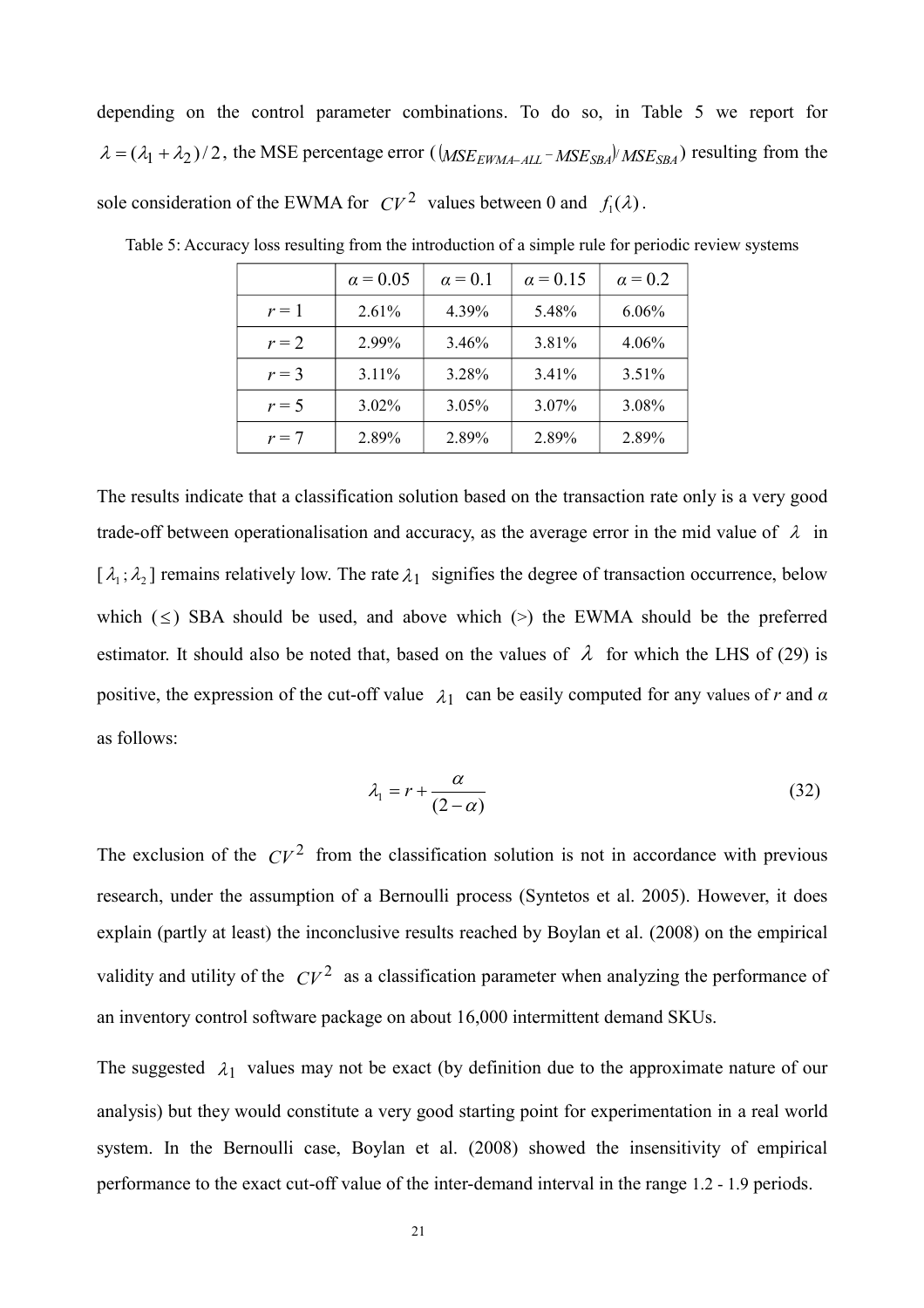depending on the control parameter combinations. To do so, in Table 5 we report for $\lambda = (\lambda_1 + \lambda_2)/2$, the MSE percentage error ($(MSE_{EWMA-ALL} - MSE_{SBA})/MSE_{SBA}$) resulting from the sole consideration of the EWMA for $CV^2$ values between 0 and $f_1(\lambda)$.

Table 5: Accuracy loss resulting from the introduction of a simple rule for periodic review systems

| | $\alpha = 0.05$ | $\alpha = 0.1$ | $\alpha = 0.15$ | $\alpha = 0.2$ |
|---|---|---|---|---|
| $r = 1$ | 2.61% | 4.39% | 5.48% | 6.06% |
| $r = 2$ | 2.99% | 3.46% | 3.81% | 4.06% |
| $r = 3$ | 3.11% | 3.28% | 3.41% | 3.51% |
| $r = 5$ | 3.02% | 3.05% | 3.07% | 3.08% |
| $r = 7$ | 2.89% | 2.89% | 2.89% | 2.89% |

The results indicate that a classification solution based on the transaction rate only is a very good trade-off between operationalisation and accuracy, as the average error in the mid value of $\lambda$ in $[\lambda_1 ; \lambda_2]$ remains relatively low. The rate $\lambda_1$ signifies the degree of transaction occurrence, below which ($\leq$) SBA should be used, and above which (>) the EWMA should be the preferred estimator. It should also be noted that, based on the values of $\lambda$ for which the LHS of (29) is positive, the expression of the cut-off value $\lambda_1$ can be easily computed for any values of $r$ and $\alpha$ as follows:

$$\lambda_1 = r + \frac{\alpha}{(2-\alpha)} \tag{32}$$

The exclusion of the $CV^2$ from the classification solution is not in accordance with previous research, under the assumption of a Bernoulli process (Syntetos et al. 2005). However, it does explain (partly at least) the inconclusive results reached by Boylan et al. (2008) on the empirical validity and utility of the $CV^2$ as a classification parameter when analyzing the performance of an inventory control software package on about 16,000 intermittent demand SKUs.

The suggested $\lambda_1$ values may not be exact (by definition due to the approximate nature of our analysis) but they would constitute a very good starting point for experimentation in a real world system. In the Bernoulli case, Boylan et al. (2008) showed the insensitivity of empirical performance to the exact cut-off value of the inter-demand interval in the range 1.2 - 1.9 periods.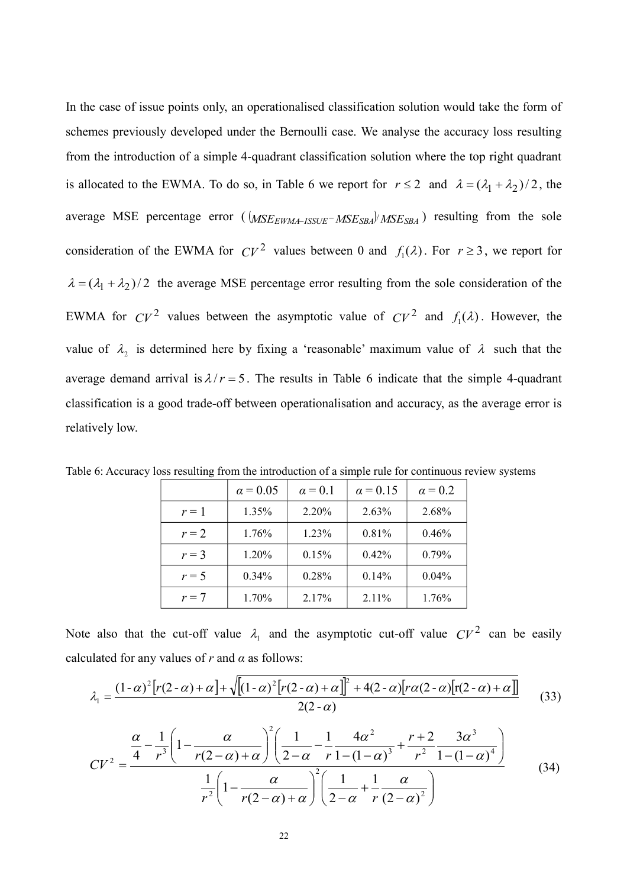In the case of issue points only, an operationalised classification solution would take the form of schemes previously developed under the Bernoulli case. We analyse the accuracy loss resulting from the introduction of a simple 4-quadrant classification solution where the top right quadrant is allocated to the EWMA. To do so, in Table 6 we report for $r \leq 2$ and $\lambda = (\lambda_1 + \lambda_2)/2$, the average MSE percentage error ( $(MSE_{EWMA-ISSUE} - MSE_{SBA})/MSE_{SBA}$ ) resulting from the sole consideration of the EWMA for $CV^2$ values between 0 and $f_1(\lambda)$. For $r \geq 3$, we report for $\lambda = (\lambda_1 + \lambda_2)/2$ the average MSE percentage error resulting from the sole consideration of the EWMA for $CV^2$ values between the asymptotic value of $CV^2$ and $f_1(\lambda)$. However, the value of $\lambda_2$ is determined here by fixing a 'reasonable' maximum value of $\lambda$ such that the average demand arrival is $\lambda / r = 5$. The results in Table 6 indicate that the simple 4-quadrant classification is a good trade-off between operationalisation and accuracy, as the average error is relatively low.

Table 6: Accuracy loss resulting from the introduction of a simple rule for continuous review systems

| | $\alpha = 0.05$ | $\alpha = 0.1$ | $\alpha = 0.15$ | $\alpha = 0.2$ |
|---|---|---|---|---|
| $r = 1$ | 1.35% | 2.20% | 2.63% | 2.68% |
| $r = 2$ | 1.76% | 1.23% | 0.81% | 0.46% |
| $r = 3$ | 1.20% | 0.15% | 0.42% | 0.79% |
| $r = 5$ | 0.34% | 0.28% | 0.14% | 0.04% |
| $r = 7$ | 1.70% | 2.17% | 2.11% | 1.76% |

Note also that the cut-off value $\lambda_1$ and the asymptotic cut-off value $CV^2$ can be easily calculated for any values of *r* and *α* as follows:

$$\lambda_1 = \frac{(1-\alpha)^2\left[r(2-\alpha)+\alpha\right] + \sqrt{\left[(1-\alpha)^2\left[r(2-\alpha)+\alpha\right]\right]^2 + 4(2-\alpha)\left[r\alpha(2-\alpha)\left[r(2-\alpha)+\alpha\right]\right]}}{2(2-\alpha)} \tag{33}$$

$$CV^2 = \frac{\dfrac{\alpha}{4} - \dfrac{1}{r^3}\left(1 - \dfrac{\alpha}{r(2-\alpha)+\alpha}\right)^2\left(\dfrac{1}{2-\alpha} - \dfrac{1}{r}\dfrac{4\alpha^2}{1-(1-\alpha)^3} + \dfrac{r+2}{r^2}\dfrac{3\alpha^3}{1-(1-\alpha)^4}\right)}{\dfrac{1}{r^2}\left(1 - \dfrac{\alpha}{r(2-\alpha)+\alpha}\right)^2\left(\dfrac{1}{2-\alpha} + \dfrac{1}{r}\dfrac{\alpha}{(2-\alpha)^2}\right)} \tag{34}$$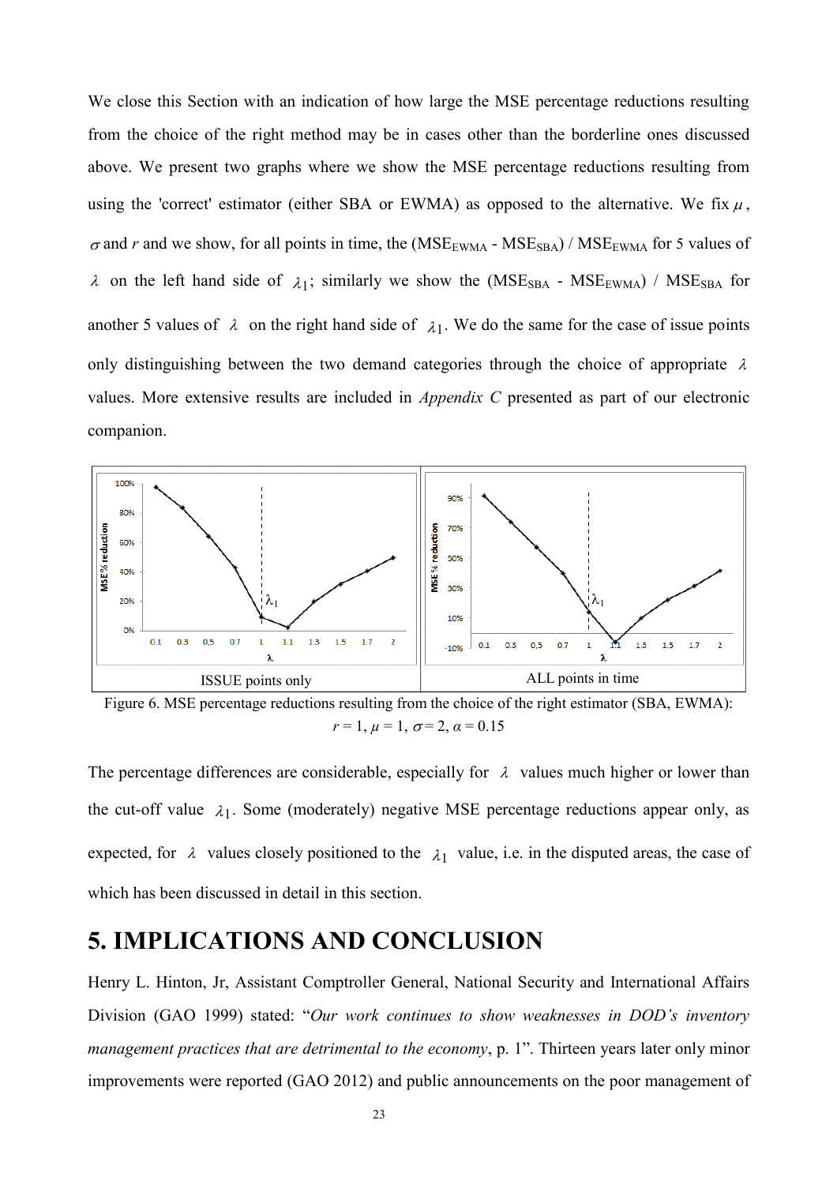We close this Section with an indication of how large the MSE percentage reductions resulting from the choice of the right method may be in cases other than the borderline ones discussed above. We present two graphs where we show the MSE percentage reductions resulting from using the 'correct' estimator (either SBA or EWMA) as opposed to the alternative. We fix $\mu$, $\sigma$ and $r$ and we show, for all points in time, the ($MSE_{EWMA}$ - $MSE_{SBA}$) / $MSE_{EWMA}$ for 5 values of $\lambda$ on the left hand side of $\lambda_1$; similarly we show the ($MSE_{SBA}$ - $MSE_{EWMA}$) / $MSE_{SBA}$ for another 5 values of $\lambda$ on the right hand side of $\lambda_1$. We do the same for the case of issue points only distinguishing between the two demand categories through the choice of appropriate $\lambda$ values. More extensive results are included in *Appendix C* presented as part of our electronic companion.

Figure 6. MSE percentage reductions resulting from the choice of the right estimator (SBA, EWMA): $r = 1$, $\mu = 1$, $\sigma = 2$, $\alpha = 0.15$

The percentage differences are considerable, especially for $\lambda$ values much higher or lower than the cut-off value $\lambda_1$. Some (moderately) negative MSE percentage reductions appear only, as expected, for $\lambda$ values closely positioned to the $\lambda_1$ value, i.e. in the disputed areas, the case of which has been discussed in detail in this section.

# 5. IMPLICATIONS AND CONCLUSION

Henry L. Hinton, Jr, Assistant Comptroller General, National Security and International Affairs Division (GAO 1999) stated: "*Our work continues to show weaknesses in DOD's inventory management practices that are detrimental to the economy*, p. 1". Thirteen years later only minor improvements were reported (GAO 2012) and public announcements on the poor management of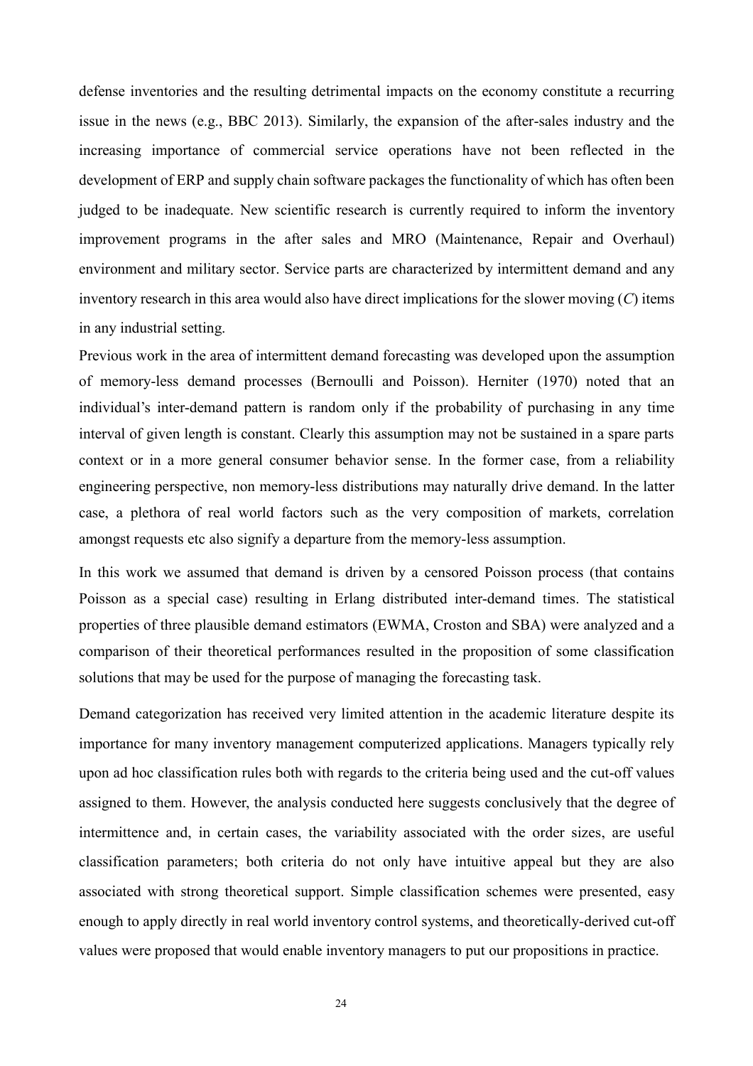defense inventories and the resulting detrimental impacts on the economy constitute a recurring issue in the news (e.g., BBC 2013). Similarly, the expansion of the after-sales industry and the increasing importance of commercial service operations have not been reflected in the development of ERP and supply chain software packages the functionality of which has often been judged to be inadequate. New scientific research is currently required to inform the inventory improvement programs in the after sales and MRO (Maintenance, Repair and Overhaul) environment and military sector. Service parts are characterized by intermittent demand and any inventory research in this area would also have direct implications for the slower moving ($C$) items in any industrial setting.

Previous work in the area of intermittent demand forecasting was developed upon the assumption of memory-less demand processes (Bernoulli and Poisson). Herniter (1970) noted that an individual's inter-demand pattern is random only if the probability of purchasing in any time interval of given length is constant. Clearly this assumption may not be sustained in a spare parts context or in a more general consumer behavior sense. In the former case, from a reliability engineering perspective, non memory-less distributions may naturally drive demand. In the latter case, a plethora of real world factors such as the very composition of markets, correlation amongst requests etc also signify a departure from the memory-less assumption.

In this work we assumed that demand is driven by a censored Poisson process (that contains Poisson as a special case) resulting in Erlang distributed inter-demand times. The statistical properties of three plausible demand estimators (EWMA, Croston and SBA) were analyzed and a comparison of their theoretical performances resulted in the proposition of some classification solutions that may be used for the purpose of managing the forecasting task.

Demand categorization has received very limited attention in the academic literature despite its importance for many inventory management computerized applications. Managers typically rely upon ad hoc classification rules both with regards to the criteria being used and the cut-off values assigned to them. However, the analysis conducted here suggests conclusively that the degree of intermittence and, in certain cases, the variability associated with the order sizes, are useful classification parameters; both criteria do not only have intuitive appeal but they are also associated with strong theoretical support. Simple classification schemes were presented, easy enough to apply directly in real world inventory control systems, and theoretically-derived cut-off values were proposed that would enable inventory managers to put our propositions in practice.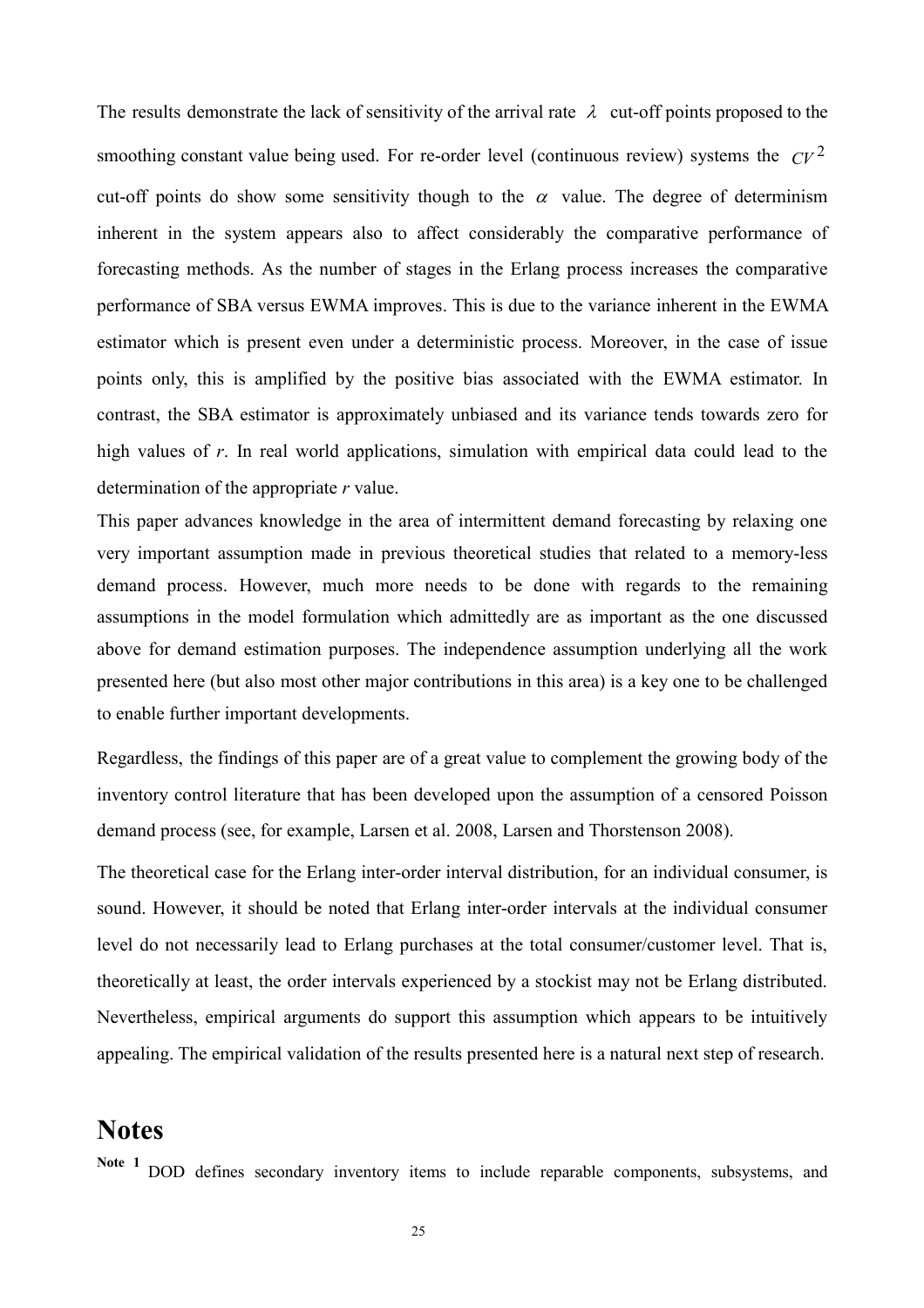The results demonstrate the lack of sensitivity of the arrival rate $\lambda$ cut-off points proposed to the smoothing constant value being used. For re-order level (continuous review) systems the $CV^2$ cut-off points do show some sensitivity though to the $\alpha$ value. The degree of determinism inherent in the system appears also to affect considerably the comparative performance of forecasting methods. As the number of stages in the Erlang process increases the comparative performance of SBA versus EWMA improves. This is due to the variance inherent in the EWMA estimator which is present even under a deterministic process. Moreover, in the case of issue points only, this is amplified by the positive bias associated with the EWMA estimator. In contrast, the SBA estimator is approximately unbiased and its variance tends towards zero for high values of $r$. In real world applications, simulation with empirical data could lead to the determination of the appropriate $r$ value.

This paper advances knowledge in the area of intermittent demand forecasting by relaxing one very important assumption made in previous theoretical studies that related to a memory-less demand process. However, much more needs to be done with regards to the remaining assumptions in the model formulation which admittedly are as important as the one discussed above for demand estimation purposes. The independence assumption underlying all the work presented here (but also most other major contributions in this area) is a key one to be challenged to enable further important developments.

Regardless, the findings of this paper are of a great value to complement the growing body of the inventory control literature that has been developed upon the assumption of a censored Poisson demand process (see, for example, Larsen et al. 2008, Larsen and Thorstenson 2008).

The theoretical case for the Erlang inter-order interval distribution, for an individual consumer, is sound. However, it should be noted that Erlang inter-order intervals at the individual consumer level do not necessarily lead to Erlang purchases at the total consumer/customer level. That is, theoretically at least, the order intervals experienced by a stockist may not be Erlang distributed. Nevertheless, empirical arguments do support this assumption which appears to be intuitively appealing. The empirical validation of the results presented here is a natural next step of research.

# Notes

**Note 1** DOD defines secondary inventory items to include reparable components, subsystems, and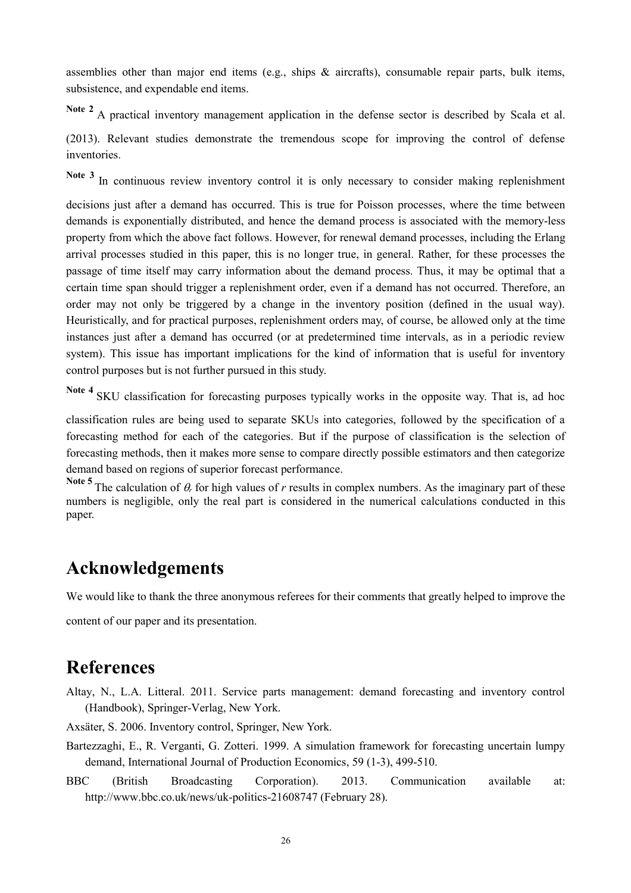assemblies other than major end items (e.g., ships & aircrafts), consumable repair parts, bulk items, subsistence, and expendable end items.

**Note 2** A practical inventory management application in the defense sector is described by Scala et al. (2013). Relevant studies demonstrate the tremendous scope for improving the control of defense inventories.

**Note 3** In continuous review inventory control it is only necessary to consider making replenishment decisions just after a demand has occurred. This is true for Poisson processes, where the time between demands is exponentially distributed, and hence the demand process is associated with the memory-less property from which the above fact follows. However, for renewal demand processes, including the Erlang arrival processes studied in this paper, this is no longer true, in general. Rather, for these processes the passage of time itself may carry information about the demand process. Thus, it may be optimal that a certain time span should trigger a replenishment order, even if a demand has not occurred. Therefore, an order may not only be triggered by a change in the inventory position (defined in the usual way). Heuristically, and for practical purposes, replenishment orders may, of course, be allowed only at the time instances just after a demand has occurred (or at predetermined time intervals, as in a periodic review system). This issue has important implications for the kind of information that is useful for inventory control purposes but is not further pursued in this study.

**Note 4** SKU classification for forecasting purposes typically works in the opposite way. That is, ad hoc classification rules are being used to separate SKUs into categories, followed by the specification of a forecasting method for each of the categories. But if the purpose of classification is the selection of forecasting methods, then it makes more sense to compare directly possible estimators and then categorize demand based on regions of superior forecast performance.

**Note 5** The calculation of $\theta_r$ for high values of $r$ results in complex numbers. As the imaginary part of these numbers is negligible, only the real part is considered in the numerical calculations conducted in this paper.

# Acknowledgements

We would like to thank the three anonymous referees for their comments that greatly helped to improve the content of our paper and its presentation.

# References

Altay, N., L.A. Litteral. 2011. Service parts management: demand forecasting and inventory control (Handbook), Springer-Verlag, New York.

Axsäter, S. 2006. Inventory control, Springer, New York.

Bartezzaghi, E., R. Verganti, G. Zotteri. 1999. A simulation framework for forecasting uncertain lumpy demand, International Journal of Production Economics, 59 (1-3), 499-510.

BBC (British Broadcasting Corporation). 2013. Communication available at: http://www.bbc.co.uk/news/uk-politics-21608747 (February 28).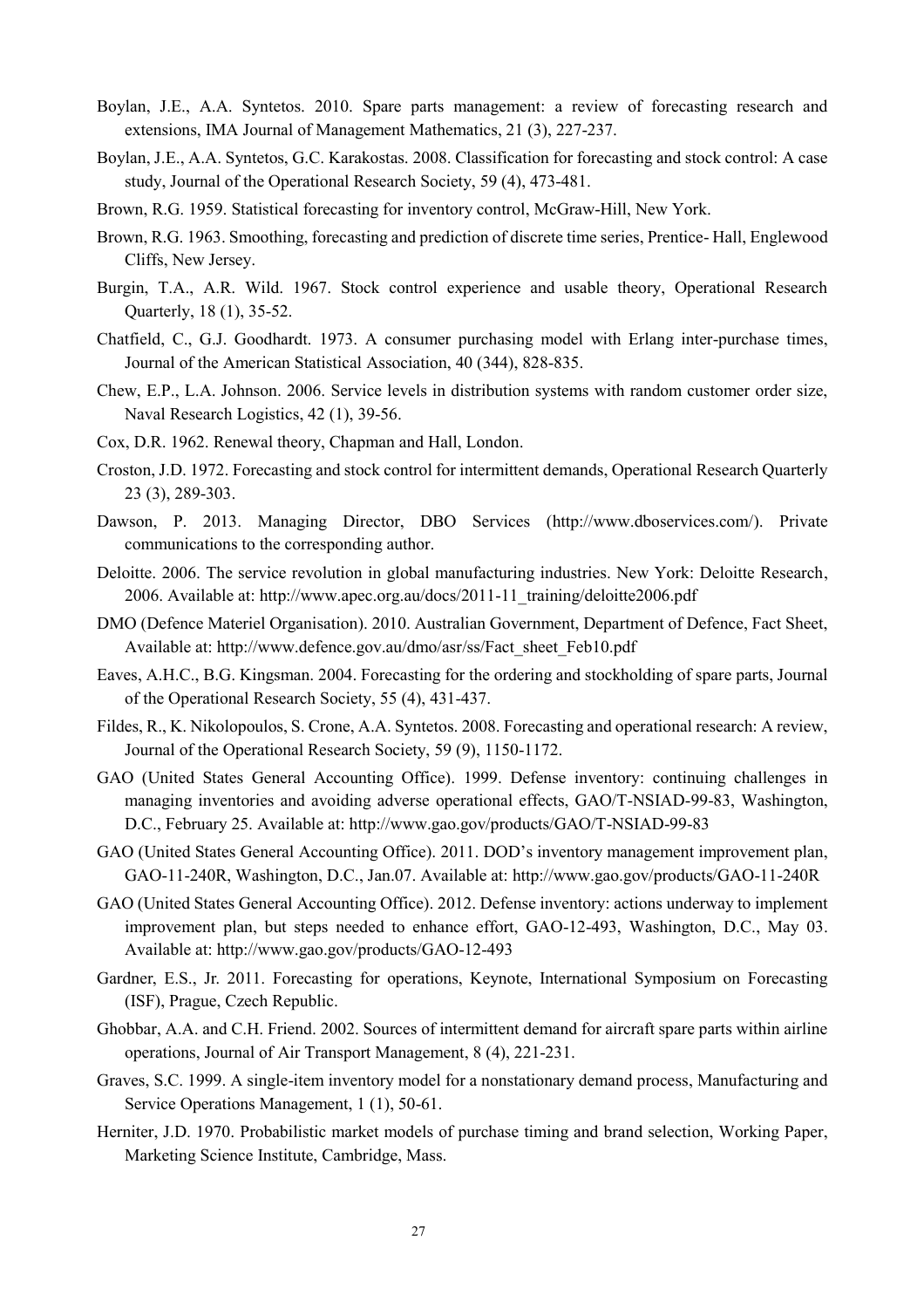Boylan, J.E., A.A. Syntetos. 2010. Spare parts management: a review of forecasting research and extensions, IMA Journal of Management Mathematics, 21 (3), 227-237.

Boylan, J.E., A.A. Syntetos, G.C. Karakostas. 2008. Classification for forecasting and stock control: A case study, Journal of the Operational Research Society, 59 (4), 473-481.

Brown, R.G. 1959. Statistical forecasting for inventory control, McGraw-Hill, New York.

Brown, R.G. 1963. Smoothing, forecasting and prediction of discrete time series, Prentice- Hall, Englewood Cliffs, New Jersey.

Burgin, T.A., A.R. Wild. 1967. Stock control experience and usable theory, Operational Research Quarterly, 18 (1), 35-52.

Chatfield, C., G.J. Goodhardt. 1973. A consumer purchasing model with Erlang inter-purchase times, Journal of the American Statistical Association, 40 (344), 828-835.

Chew, E.P., L.A. Johnson. 2006. Service levels in distribution systems with random customer order size, Naval Research Logistics, 42 (1), 39-56.

Cox, D.R. 1962. Renewal theory, Chapman and Hall, London.

Croston, J.D. 1972. Forecasting and stock control for intermittent demands, Operational Research Quarterly 23 (3), 289-303.

Dawson, P. 2013. Managing Director, DBO Services (http://www.dboservices.com/). Private communications to the corresponding author.

Deloitte. 2006. The service revolution in global manufacturing industries. New York: Deloitte Research, 2006. Available at: http://www.apec.org.au/docs/2011-11_training/deloitte2006.pdf

DMO (Defence Materiel Organisation). 2010. Australian Government, Department of Defence, Fact Sheet, Available at: http://www.defence.gov.au/dmo/asr/ss/Fact_sheet_Feb10.pdf

Eaves, A.H.C., B.G. Kingsman. 2004. Forecasting for the ordering and stockholding of spare parts, Journal of the Operational Research Society, 55 (4), 431-437.

Fildes, R., K. Nikolopoulos, S. Crone, A.A. Syntetos. 2008. Forecasting and operational research: A review, Journal of the Operational Research Society, 59 (9), 1150-1172.

GAO (United States General Accounting Office). 1999. Defense inventory: continuing challenges in managing inventories and avoiding adverse operational effects, GAO/T-NSIAD-99-83, Washington, D.C., February 25. Available at: http://www.gao.gov/products/GAO/T-NSIAD-99-83

GAO (United States General Accounting Office). 2011. DOD's inventory management improvement plan, GAO-11-240R, Washington, D.C., Jan.07. Available at: http://www.gao.gov/products/GAO-11-240R

GAO (United States General Accounting Office). 2012. Defense inventory: actions underway to implement improvement plan, but steps needed to enhance effort, GAO-12-493, Washington, D.C., May 03. Available at: http://www.gao.gov/products/GAO-12-493

Gardner, E.S., Jr. 2011. Forecasting for operations, Keynote, International Symposium on Forecasting (ISF), Prague, Czech Republic.

Ghobbar, A.A. and C.H. Friend. 2002. Sources of intermittent demand for aircraft spare parts within airline operations, Journal of Air Transport Management, 8 (4), 221-231.

Graves, S.C. 1999. A single-item inventory model for a nonstationary demand process, Manufacturing and Service Operations Management, 1 (1), 50-61.

Herniter, J.D. 1970. Probabilistic market models of purchase timing and brand selection, Working Paper, Marketing Science Institute, Cambridge, Mass.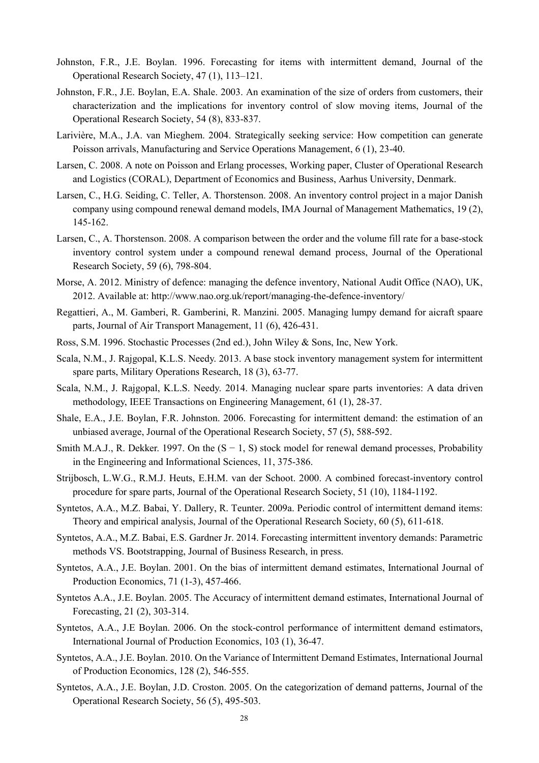Johnston, F.R., J.E. Boylan. 1996. Forecasting for items with intermittent demand, Journal of the Operational Research Society, 47 (1), 113–121.

Johnston, F.R., J.E. Boylan, E.A. Shale. 2003. An examination of the size of orders from customers, their characterization and the implications for inventory control of slow moving items, Journal of the Operational Research Society, 54 (8), 833-837.

Larivière, M.A., J.A. van Mieghem. 2004. Strategically seeking service: How competition can generate Poisson arrivals, Manufacturing and Service Operations Management, 6 (1), 23-40.

Larsen, C. 2008. A note on Poisson and Erlang processes, Working paper, Cluster of Operational Research and Logistics (CORAL), Department of Economics and Business, Aarhus University, Denmark.

Larsen, C., H.G. Seiding, C. Teller, A. Thorstenson. 2008. An inventory control project in a major Danish company using compound renewal demand models, IMA Journal of Management Mathematics, 19 (2), 145-162.

Larsen, C., A. Thorstenson. 2008. A comparison between the order and the volume fill rate for a base-stock inventory control system under a compound renewal demand process, Journal of the Operational Research Society, 59 (6), 798-804.

Morse, A. 2012. Ministry of defence: managing the defence inventory, National Audit Office (NAO), UK, 2012. Available at: http://www.nao.org.uk/report/managing-the-defence-inventory/

Regattieri, A., M. Gamberi, R. Gamberini, R. Manzini. 2005. Managing lumpy demand for aicraft spaare parts, Journal of Air Transport Management, 11 (6), 426-431.

Ross, S.M. 1996. Stochastic Processes (2nd ed.), John Wiley & Sons, Inc, New York.

Scala, N.M., J. Rajgopal, K.L.S. Needy. 2013. A base stock inventory management system for intermittent spare parts, Military Operations Research, 18 (3), 63-77.

Scala, N.M., J. Rajgopal, K.L.S. Needy. 2014. Managing nuclear spare parts inventories: A data driven methodology, IEEE Transactions on Engineering Management, 61 (1), 28-37.

Shale, E.A., J.E. Boylan, F.R. Johnston. 2006. Forecasting for intermittent demand: the estimation of an unbiased average, Journal of the Operational Research Society, 57 (5), 588-592.

Smith M.A.J., R. Dekker. 1997. On the (S − 1, S) stock model for renewal demand processes, Probability in the Engineering and Informational Sciences, 11, 375-386.

Strijbosch, L.W.G., R.M.J. Heuts, E.H.M. van der Schoot. 2000. A combined forecast-inventory control procedure for spare parts, Journal of the Operational Research Society, 51 (10), 1184-1192.

Syntetos, A.A., M.Z. Babai, Y. Dallery, R. Teunter. 2009a. Periodic control of intermittent demand items: Theory and empirical analysis, Journal of the Operational Research Society, 60 (5), 611-618.

Syntetos, A.A., M.Z. Babai, E.S. Gardner Jr. 2014. Forecasting intermittent inventory demands: Parametric methods VS. Bootstrapping, Journal of Business Research, in press.

Syntetos, A.A., J.E. Boylan. 2001. On the bias of intermittent demand estimates, International Journal of Production Economics, 71 (1-3), 457-466.

Syntetos A.A., J.E. Boylan. 2005. The Accuracy of intermittent demand estimates, International Journal of Forecasting, 21 (2), 303-314.

Syntetos, A.A., J.E Boylan. 2006. On the stock-control performance of intermittent demand estimators, International Journal of Production Economics, 103 (1), 36-47.

Syntetos, A.A., J.E. Boylan. 2010. On the Variance of Intermittent Demand Estimates, International Journal of Production Economics, 128 (2), 546-555.

Syntetos, A.A., J.E. Boylan, J.D. Croston. 2005. On the categorization of demand patterns, Journal of the Operational Research Society, 56 (5), 495-503.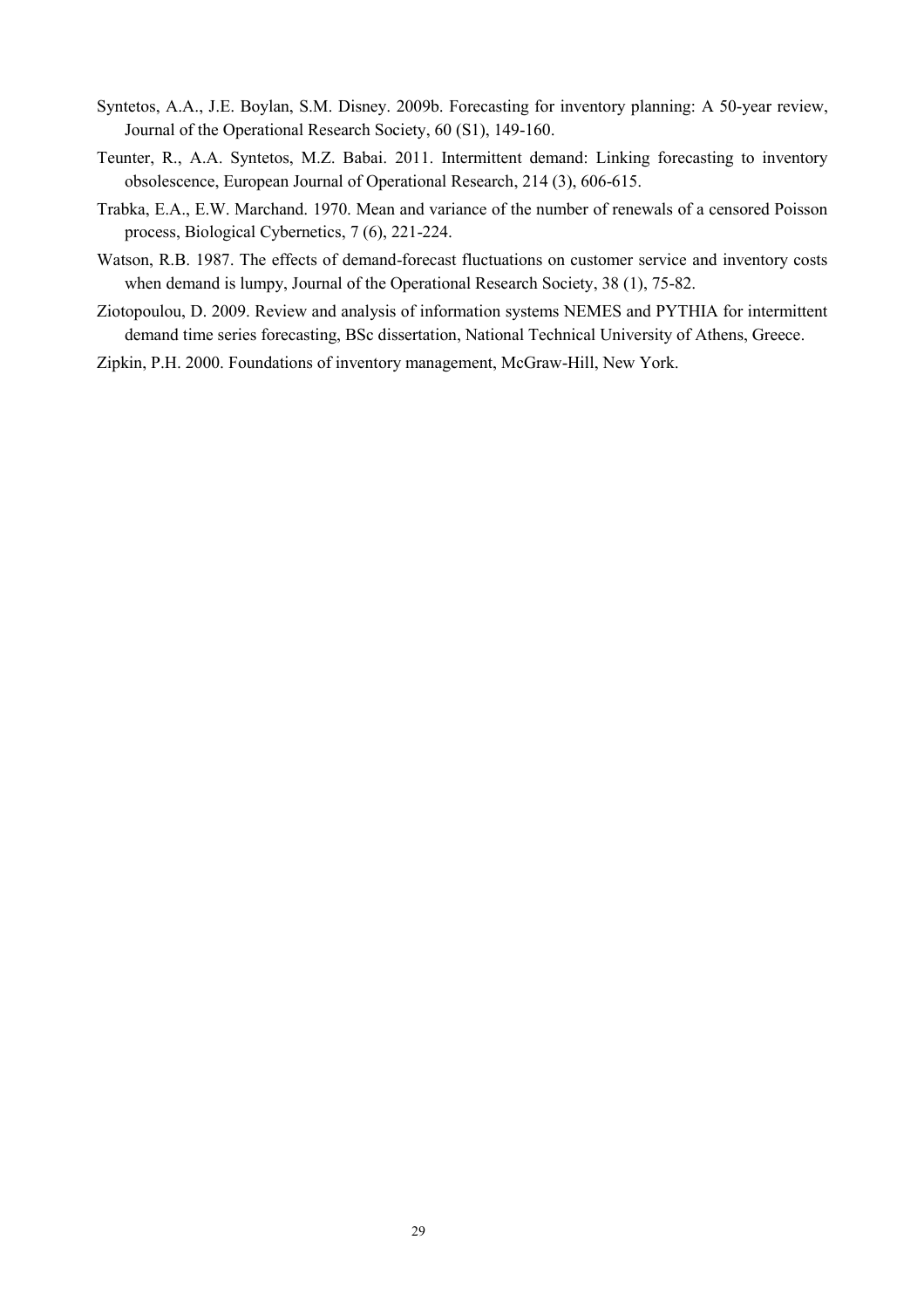Syntetos, A.A., J.E. Boylan, S.M. Disney. 2009b. Forecasting for inventory planning: A 50-year review, Journal of the Operational Research Society, 60 (S1), 149-160.

Teunter, R., A.A. Syntetos, M.Z. Babai. 2011. Intermittent demand: Linking forecasting to inventory obsolescence, European Journal of Operational Research, 214 (3), 606-615.

Trabka, E.A., E.W. Marchand. 1970. Mean and variance of the number of renewals of a censored Poisson process, Biological Cybernetics, 7 (6), 221-224.

Watson, R.B. 1987. The effects of demand-forecast fluctuations on customer service and inventory costs when demand is lumpy, Journal of the Operational Research Society, 38 (1), 75-82.

Ziotopoulou, D. 2009. Review and analysis of information systems NEMES and PYTHIA for intermittent demand time series forecasting, BSc dissertation, National Technical University of Athens, Greece.

Zipkin, P.H. 2000. Foundations of inventory management, McGraw-Hill, New York.